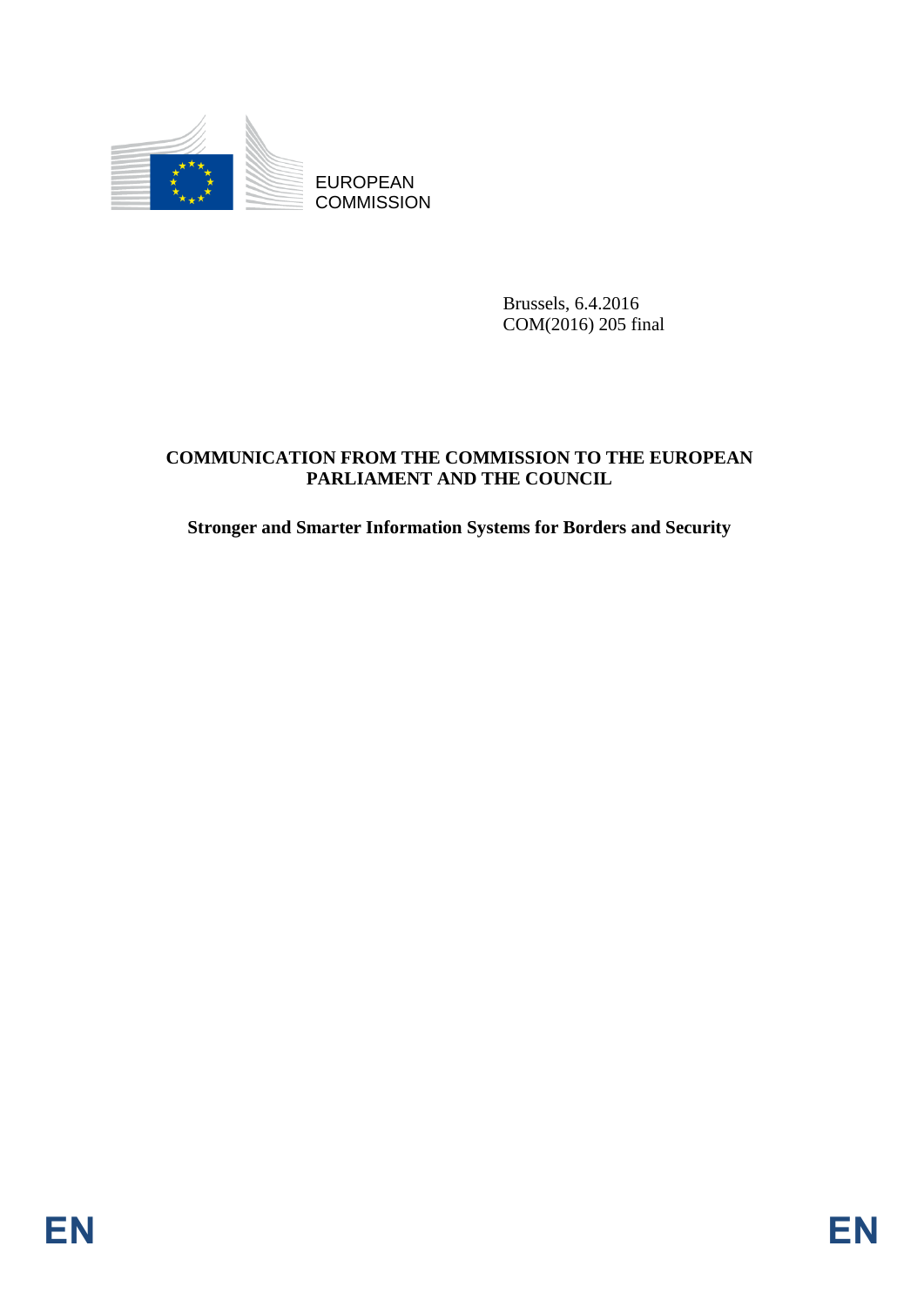EUROPEAN COMMISSION

Brussels, 6.4.2016
COM(2016) 205 final

# COMMUNICATION FROM THE COMMISSION TO THE EUROPEAN PARLIAMENT AND THE COUNCIL

## Stronger and Smarter Information Systems for Borders and Security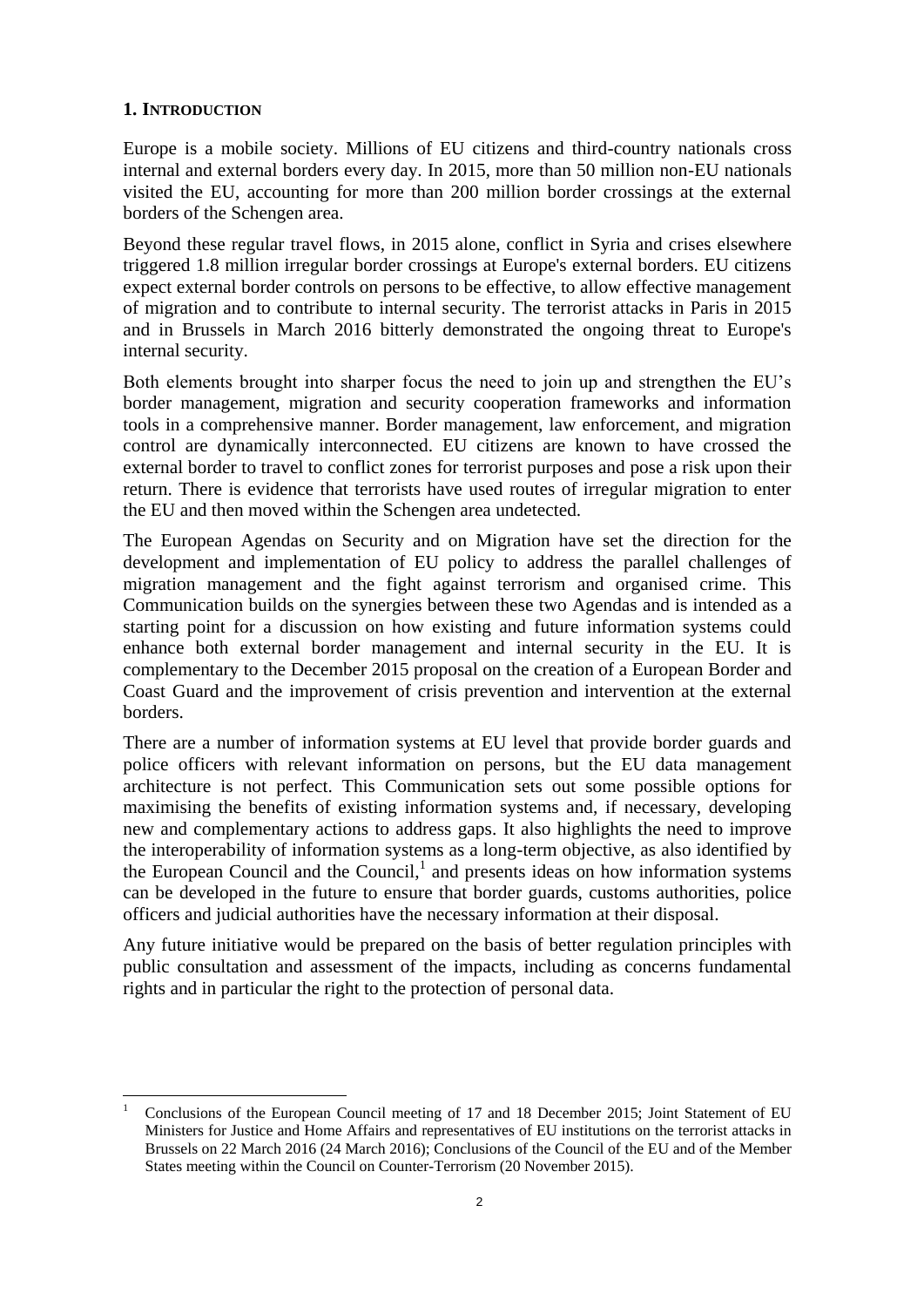## 1. Introduction

Europe is a mobile society. Millions of EU citizens and third-country nationals cross internal and external borders every day. In 2015, more than 50 million non-EU nationals visited the EU, accounting for more than 200 million border crossings at the external borders of the Schengen area.

Beyond these regular travel flows, in 2015 alone, conflict in Syria and crises elsewhere triggered 1.8 million irregular border crossings at Europe's external borders. EU citizens expect external border controls on persons to be effective, to allow effective management of migration and to contribute to internal security. The terrorist attacks in Paris in 2015 and in Brussels in March 2016 bitterly demonstrated the ongoing threat to Europe's internal security.

Both elements brought into sharper focus the need to join up and strengthen the EU's border management, migration and security cooperation frameworks and information tools in a comprehensive manner. Border management, law enforcement, and migration control are dynamically interconnected. EU citizens are known to have crossed the external border to travel to conflict zones for terrorist purposes and pose a risk upon their return. There is evidence that terrorists have used routes of irregular migration to enter the EU and then moved within the Schengen area undetected.

The European Agendas on Security and on Migration have set the direction for the development and implementation of EU policy to address the parallel challenges of migration management and the fight against terrorism and organised crime. This Communication builds on the synergies between these two Agendas and is intended as a starting point for a discussion on how existing and future information systems could enhance both external border management and internal security in the EU. It is complementary to the December 2015 proposal on the creation of a European Border and Coast Guard and the improvement of crisis prevention and intervention at the external borders.

There are a number of information systems at EU level that provide border guards and police officers with relevant information on persons, but the EU data management architecture is not perfect. This Communication sets out some possible options for maximising the benefits of existing information systems and, if necessary, developing new and complementary actions to address gaps. It also highlights the need to improve the interoperability of information systems as a long-term objective, as also identified by the European Council and the Council,[1] and presents ideas on how information systems can be developed in the future to ensure that border guards, customs authorities, police officers and judicial authorities have the necessary information at their disposal.

Any future initiative would be prepared on the basis of better regulation principles with public consultation and assessment of the impacts, including as concerns fundamental rights and in particular the right to the protection of personal data.

[1] Conclusions of the European Council meeting of 17 and 18 December 2015; Joint Statement of EU Ministers for Justice and Home Affairs and representatives of EU institutions on the terrorist attacks in Brussels on 22 March 2016 (24 March 2016); Conclusions of the Council of the EU and of the Member States meeting within the Council on Counter-Terrorism (20 November 2015).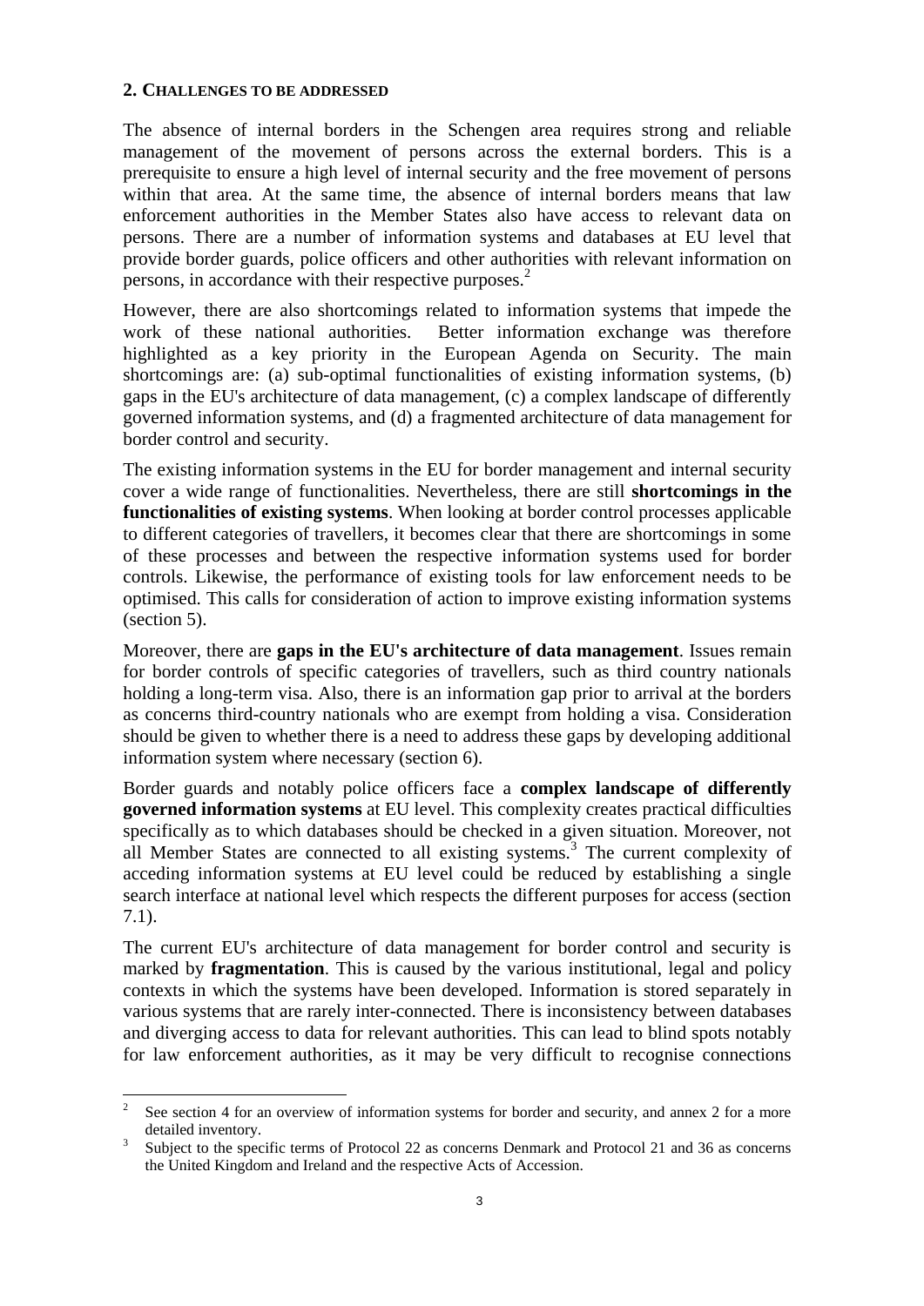## 2. Challenges to be addressed

The absence of internal borders in the Schengen area requires strong and reliable management of the movement of persons across the external borders. This is a prerequisite to ensure a high level of internal security and the free movement of persons within that area. At the same time, the absence of internal borders means that law enforcement authorities in the Member States also have access to relevant data on persons. There are a number of information systems and databases at EU level that provide border guards, police officers and other authorities with relevant information on persons, in accordance with their respective purposes.[2]

However, there are also shortcomings related to information systems that impede the work of these national authorities. Better information exchange was therefore highlighted as a key priority in the European Agenda on Security. The main shortcomings are: (a) sub-optimal functionalities of existing information systems, (b) gaps in the EU's architecture of data management, (c) a complex landscape of differently governed information systems, and (d) a fragmented architecture of data management for border control and security.

The existing information systems in the EU for border management and internal security cover a wide range of functionalities. Nevertheless, there are still **shortcomings in the functionalities of existing systems**. When looking at border control processes applicable to different categories of travellers, it becomes clear that there are shortcomings in some of these processes and between the respective information systems used for border controls. Likewise, the performance of existing tools for law enforcement needs to be optimised. This calls for consideration of action to improve existing information systems (section 5).

Moreover, there are **gaps in the EU's architecture of data management**. Issues remain for border controls of specific categories of travellers, such as third country nationals holding a long-term visa. Also, there is an information gap prior to arrival at the borders as concerns third-country nationals who are exempt from holding a visa. Consideration should be given to whether there is a need to address these gaps by developing additional information system where necessary (section 6).

Border guards and notably police officers face a **complex landscape of differently governed information systems** at EU level. This complexity creates practical difficulties specifically as to which databases should be checked in a given situation. Moreover, not all Member States are connected to all existing systems.[3] The current complexity of acceding information systems at EU level could be reduced by establishing a single search interface at national level which respects the different purposes for access (section 7.1).

The current EU's architecture of data management for border control and security is marked by **fragmentation**. This is caused by the various institutional, legal and policy contexts in which the systems have been developed. Information is stored separately in various systems that are rarely inter-connected. There is inconsistency between databases and diverging access to data for relevant authorities. This can lead to blind spots notably for law enforcement authorities, as it may be very difficult to recognise connections

---

[2] See section 4 for an overview of information systems for border and security, and annex 2 for a more detailed inventory.

[3] Subject to the specific terms of Protocol 22 as concerns Denmark and Protocol 21 and 36 as concerns the United Kingdom and Ireland and the respective Acts of Accession.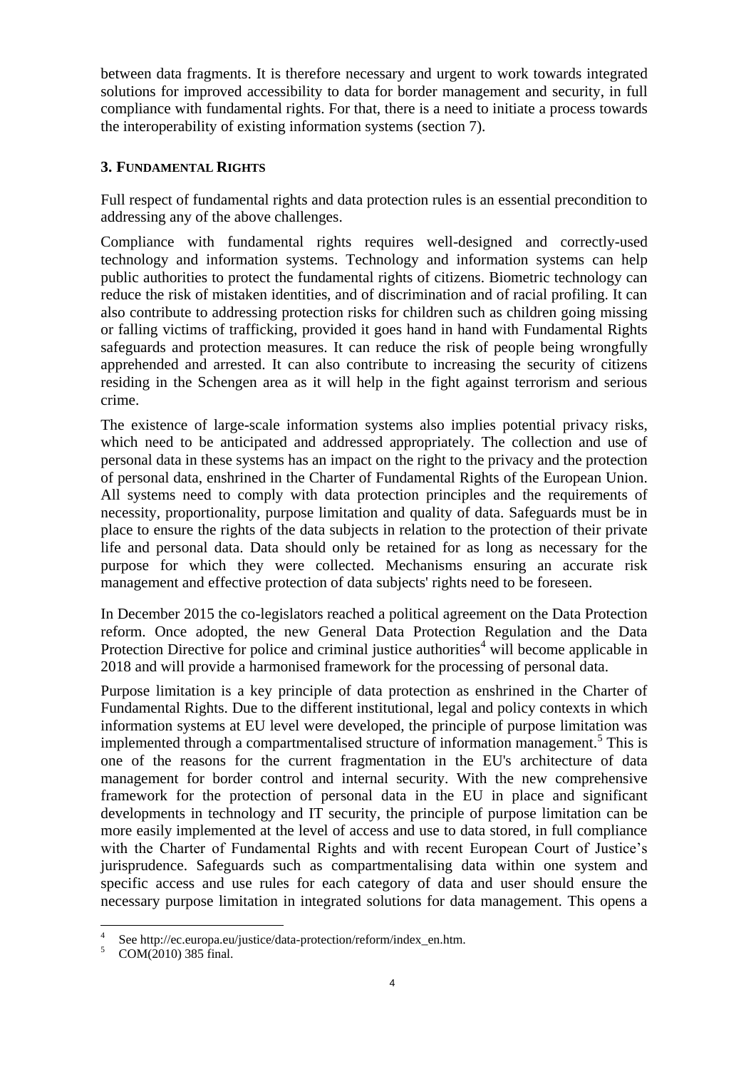between data fragments. It is therefore necessary and urgent to work towards integrated solutions for improved accessibility to data for border management and security, in full compliance with fundamental rights. For that, there is a need to initiate a process towards the interoperability of existing information systems (section 7).

## 3. FUNDAMENTAL RIGHTS

Full respect of fundamental rights and data protection rules is an essential precondition to addressing any of the above challenges.

Compliance with fundamental rights requires well-designed and correctly-used technology and information systems. Technology and information systems can help public authorities to protect the fundamental rights of citizens. Biometric technology can reduce the risk of mistaken identities, and of discrimination and of racial profiling. It can also contribute to addressing protection risks for children such as children going missing or falling victims of trafficking, provided it goes hand in hand with Fundamental Rights safeguards and protection measures. It can reduce the risk of people being wrongfully apprehended and arrested. It can also contribute to increasing the security of citizens residing in the Schengen area as it will help in the fight against terrorism and serious crime.

The existence of large-scale information systems also implies potential privacy risks, which need to be anticipated and addressed appropriately. The collection and use of personal data in these systems has an impact on the right to the privacy and the protection of personal data, enshrined in the Charter of Fundamental Rights of the European Union. All systems need to comply with data protection principles and the requirements of necessity, proportionality, purpose limitation and quality of data. Safeguards must be in place to ensure the rights of the data subjects in relation to the protection of their private life and personal data. Data should only be retained for as long as necessary for the purpose for which they were collected. Mechanisms ensuring an accurate risk management and effective protection of data subjects' rights need to be foreseen.

In December 2015 the co-legislators reached a political agreement on the Data Protection reform. Once adopted, the new General Data Protection Regulation and the Data Protection Directive for police and criminal justice authorities[4] will become applicable in 2018 and will provide a harmonised framework for the processing of personal data.

Purpose limitation is a key principle of data protection as enshrined in the Charter of Fundamental Rights. Due to the different institutional, legal and policy contexts in which information systems at EU level were developed, the principle of purpose limitation was implemented through a compartmentalised structure of information management.[5] This is one of the reasons for the current fragmentation in the EU's architecture of data management for border control and internal security. With the new comprehensive framework for the protection of personal data in the EU in place and significant developments in technology and IT security, the principle of purpose limitation can be more easily implemented at the level of access and use to data stored, in full compliance with the Charter of Fundamental Rights and with recent European Court of Justice's jurisprudence. Safeguards such as compartmentalising data within one system and specific access and use rules for each category of data and user should ensure the necessary purpose limitation in integrated solutions for data management. This opens a

[4] See http://ec.europa.eu/justice/data-protection/reform/index_en.htm.

[5] COM(2010) 385 final.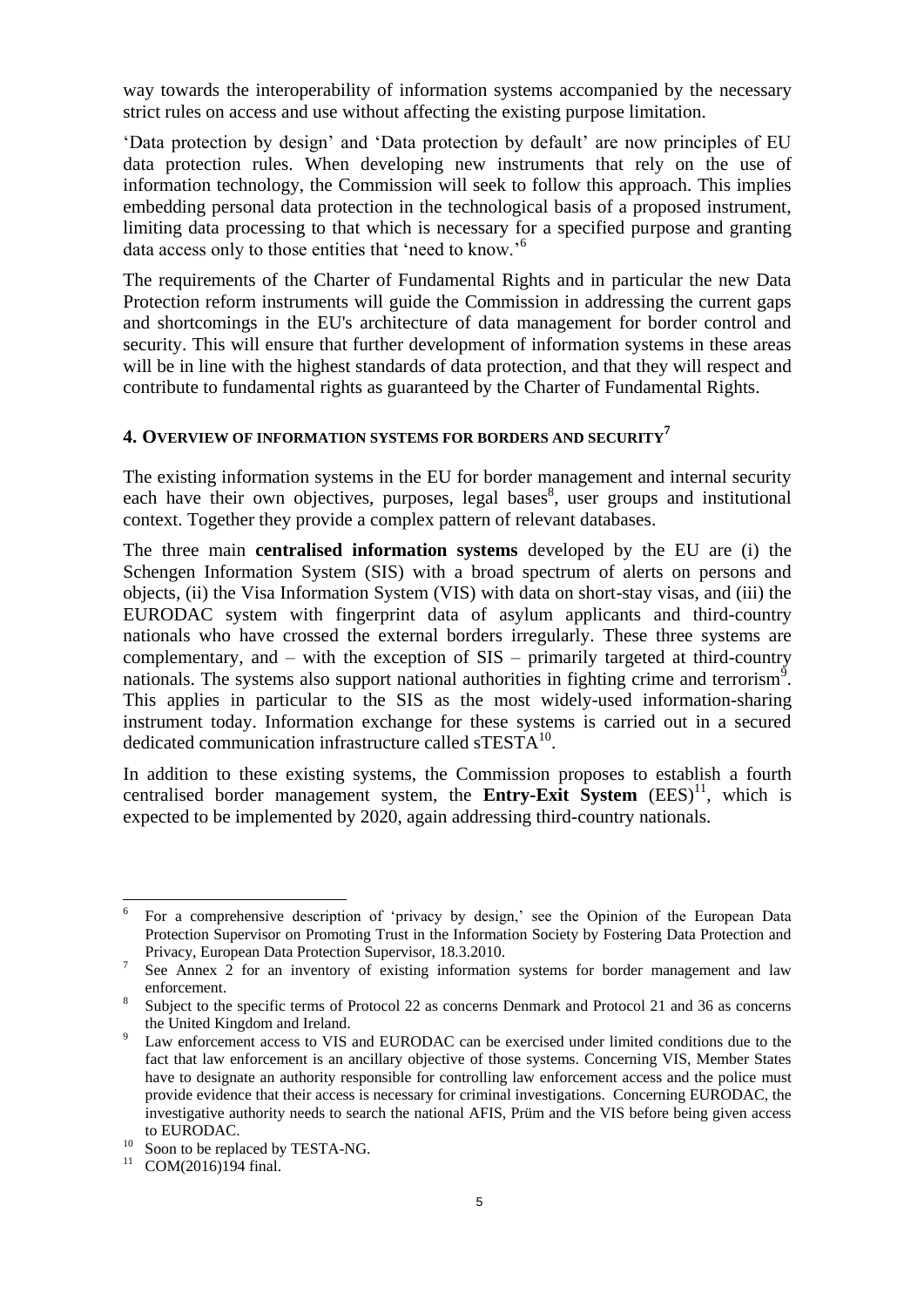way towards the interoperability of information systems accompanied by the necessary strict rules on access and use without affecting the existing purpose limitation.

'Data protection by design' and 'Data protection by default' are now principles of EU data protection rules. When developing new instruments that rely on the use of information technology, the Commission will seek to follow this approach. This implies embedding personal data protection in the technological basis of a proposed instrument, limiting data processing to that which is necessary for a specified purpose and granting data access only to those entities that 'need to know.'[6]

The requirements of the Charter of Fundamental Rights and in particular the new Data Protection reform instruments will guide the Commission in addressing the current gaps and shortcomings in the EU's architecture of data management for border control and security. This will ensure that further development of information systems in these areas will be in line with the highest standards of data protection, and that they will respect and contribute to fundamental rights as guaranteed by the Charter of Fundamental Rights.

## 4. Overview of information systems for borders and security[7]

The existing information systems in the EU for border management and internal security each have their own objectives, purposes, legal bases[8], user groups and institutional context. Together they provide a complex pattern of relevant databases.

The three main **centralised information systems** developed by the EU are (i) the Schengen Information System (SIS) with a broad spectrum of alerts on persons and objects, (ii) the Visa Information System (VIS) with data on short-stay visas, and (iii) the EURODAC system with fingerprint data of asylum applicants and third-country nationals who have crossed the external borders irregularly. These three systems are complementary, and – with the exception of SIS – primarily targeted at third-country nationals. The systems also support national authorities in fighting crime and terrorism[9]. This applies in particular to the SIS as the most widely-used information-sharing instrument today. Information exchange for these systems is carried out in a secured dedicated communication infrastructure called sTESTA[10].

In addition to these existing systems, the Commission proposes to establish a fourth centralised border management system, the **Entry-Exit System** (EES)[11], which is expected to be implemented by 2020, again addressing third-country nationals.

---

[6] For a comprehensive description of 'privacy by design,' see the Opinion of the European Data Protection Supervisor on Promoting Trust in the Information Society by Fostering Data Protection and Privacy, European Data Protection Supervisor, 18.3.2010.

[7] See Annex 2 for an inventory of existing information systems for border management and law enforcement.

[8] Subject to the specific terms of Protocol 22 as concerns Denmark and Protocol 21 and 36 as concerns the United Kingdom and Ireland.

[9] Law enforcement access to VIS and EURODAC can be exercised under limited conditions due to the fact that law enforcement is an ancillary objective of those systems. Concerning VIS, Member States have to designate an authority responsible for controlling law enforcement access and the police must provide evidence that their access is necessary for criminal investigations. Concerning EURODAC, the investigative authority needs to search the national AFIS, Prüm and the VIS before being given access to EURODAC.

[10] Soon to be replaced by TESTA-NG.

[11] COM(2016)194 final.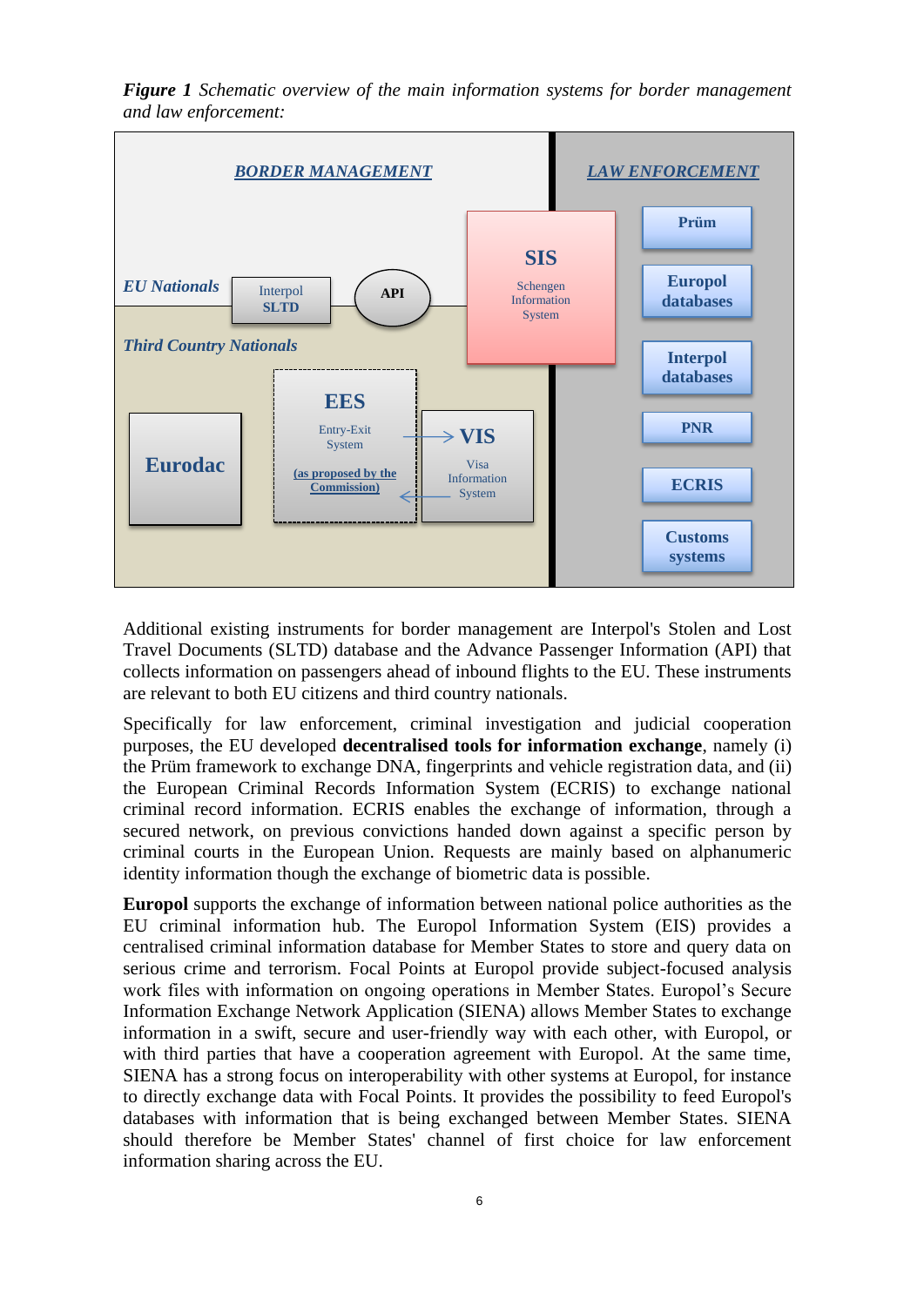***Figure 1*** *Schematic overview of the main information systems for border management and law enforcement:*

BORDER MANAGEMENT | LAW ENFORCEMENT

EU Nationals — Interpol SLTD — API — SIS Schengen Information System

Third Country Nationals — Eurodac — EES Entry-Exit System (as proposed by the Commission) — VIS Visa Information System

Prüm — Europol databases — Interpol databases — PNR — ECRIS — Customs systems

Additional existing instruments for border management are Interpol's Stolen and Lost Travel Documents (SLTD) database and the Advance Passenger Information (API) that collects information on passengers ahead of inbound flights to the EU. These instruments are relevant to both EU citizens and third country nationals.

Specifically for law enforcement, criminal investigation and judicial cooperation purposes, the EU developed **decentralised tools for information exchange**, namely (i) the Prüm framework to exchange DNA, fingerprints and vehicle registration data, and (ii) the European Criminal Records Information System (ECRIS) to exchange national criminal record information. ECRIS enables the exchange of information, through a secured network, on previous convictions handed down against a specific person by criminal courts in the European Union. Requests are mainly based on alphanumeric identity information though the exchange of biometric data is possible.

**Europol** supports the exchange of information between national police authorities as the EU criminal information hub. The Europol Information System (EIS) provides a centralised criminal information database for Member States to store and query data on serious crime and terrorism. Focal Points at Europol provide subject-focused analysis work files with information on ongoing operations in Member States. Europol's Secure Information Exchange Network Application (SIENA) allows Member States to exchange information in a swift, secure and user-friendly way with each other, with Europol, or with third parties that have a cooperation agreement with Europol. At the same time, SIENA has a strong focus on interoperability with other systems at Europol, for instance to directly exchange data with Focal Points. It provides the possibility to feed Europol's databases with information that is being exchanged between Member States. SIENA should therefore be Member States' channel of first choice for law enforcement information sharing across the EU.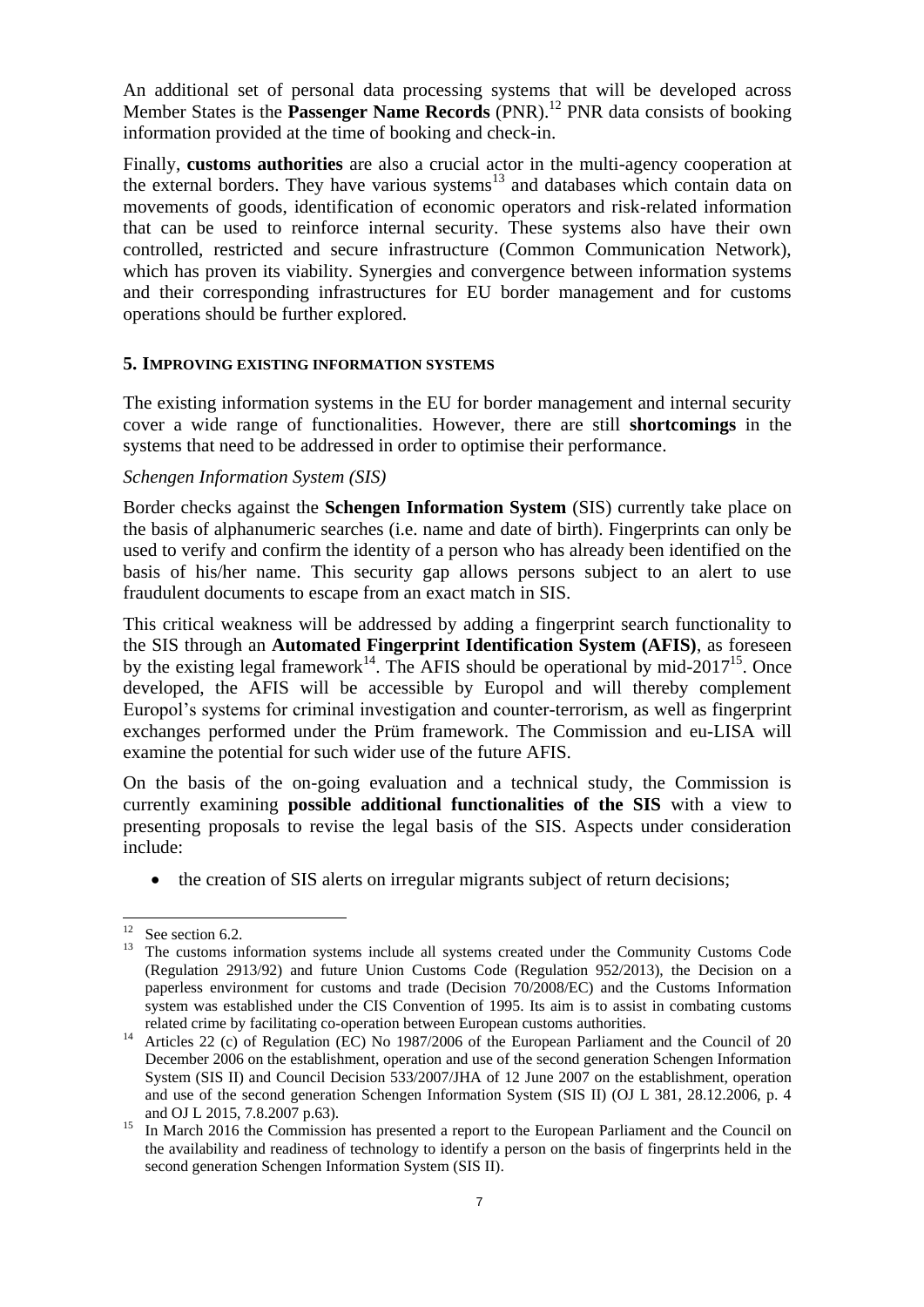An additional set of personal data processing systems that will be developed across Member States is the **Passenger Name Records** (PNR).[12] PNR data consists of booking information provided at the time of booking and check-in.

Finally, **customs authorities** are also a crucial actor in the multi-agency cooperation at the external borders. They have various systems[13] and databases which contain data on movements of goods, identification of economic operators and risk-related information that can be used to reinforce internal security. These systems also have their own controlled, restricted and secure infrastructure (Common Communication Network), which has proven its viability. Synergies and convergence between information systems and their corresponding infrastructures for EU border management and for customs operations should be further explored.

## 5. IMPROVING EXISTING INFORMATION SYSTEMS

The existing information systems in the EU for border management and internal security cover a wide range of functionalities. However, there are still **shortcomings** in the systems that need to be addressed in order to optimise their performance.

*Schengen Information System (SIS)*

Border checks against the **Schengen Information System** (SIS) currently take place on the basis of alphanumeric searches (i.e. name and date of birth). Fingerprints can only be used to verify and confirm the identity of a person who has already been identified on the basis of his/her name. This security gap allows persons subject to an alert to use fraudulent documents to escape from an exact match in SIS.

This critical weakness will be addressed by adding a fingerprint search functionality to the SIS through an **Automated Fingerprint Identification System (AFIS)**, as foreseen by the existing legal framework[14]. The AFIS should be operational by mid-2017[15]. Once developed, the AFIS will be accessible by Europol and will thereby complement Europol's systems for criminal investigation and counter-terrorism, as well as fingerprint exchanges performed under the Prüm framework. The Commission and eu-LISA will examine the potential for such wider use of the future AFIS.

On the basis of the on-going evaluation and a technical study, the Commission is currently examining **possible additional functionalities of the SIS** with a view to presenting proposals to revise the legal basis of the SIS. Aspects under consideration include:

- the creation of SIS alerts on irregular migrants subject of return decisions;

---

[12] See section 6.2.

[13] The customs information systems include all systems created under the Community Customs Code (Regulation 2913/92) and future Union Customs Code (Regulation 952/2013), the Decision on a paperless environment for customs and trade (Decision 70/2008/EC) and the Customs Information system was established under the CIS Convention of 1995. Its aim is to assist in combating customs related crime by facilitating co-operation between European customs authorities.

[14] Articles 22 (c) of Regulation (EC) No 1987/2006 of the European Parliament and the Council of 20 December 2006 on the establishment, operation and use of the second generation Schengen Information System (SIS II) and Council Decision 533/2007/JHA of 12 June 2007 on the establishment, operation and use of the second generation Schengen Information System (SIS II) (OJ L 381, 28.12.2006, p. 4 and OJ L 2015, 7.8.2007 p.63).

[15] In March 2016 the Commission has presented a report to the European Parliament and the Council on the availability and readiness of technology to identify a person on the basis of fingerprints held in the second generation Schengen Information System (SIS II).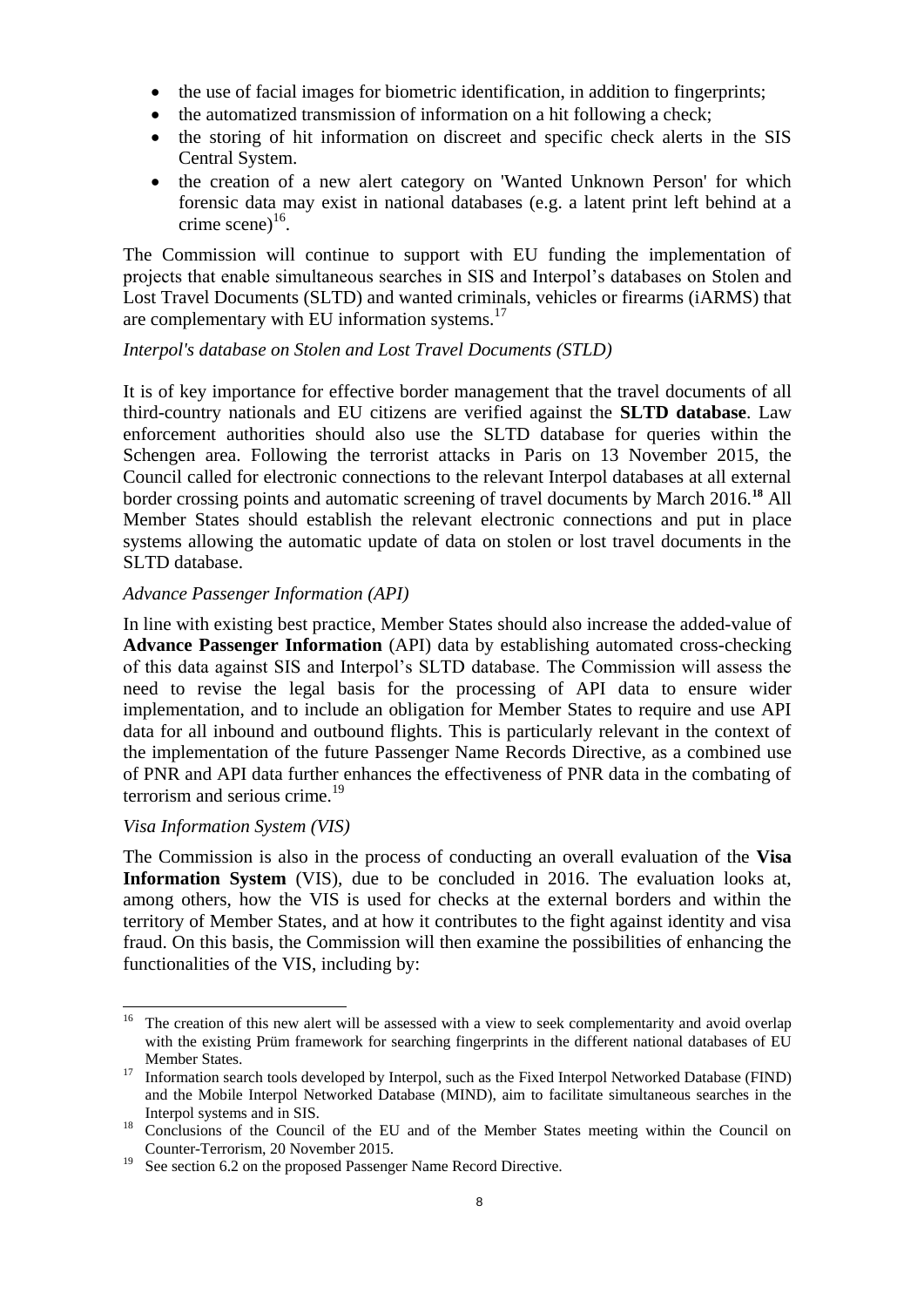- the use of facial images for biometric identification, in addition to fingerprints;
- the automatized transmission of information on a hit following a check;
- the storing of hit information on discreet and specific check alerts in the SIS Central System.
- the creation of a new alert category on 'Wanted Unknown Person' for which forensic data may exist in national databases (e.g. a latent print left behind at a crime scene)[16].

The Commission will continue to support with EU funding the implementation of projects that enable simultaneous searches in SIS and Interpol's databases on Stolen and Lost Travel Documents (SLTD) and wanted criminals, vehicles or firearms (iARMS) that are complementary with EU information systems.[17]

*Interpol's database on Stolen and Lost Travel Documents (STLD)*

It is of key importance for effective border management that the travel documents of all third-country nationals and EU citizens are verified against the **SLTD database**. Law enforcement authorities should also use the SLTD database for queries within the Schengen area. Following the terrorist attacks in Paris on 13 November 2015, the Council called for electronic connections to the relevant Interpol databases at all external border crossing points and automatic screening of travel documents by March 2016.[18] All Member States should establish the relevant electronic connections and put in place systems allowing the automatic update of data on stolen or lost travel documents in the SLTD database.

*Advance Passenger Information (API)*

In line with existing best practice, Member States should also increase the added-value of **Advance Passenger Information** (API) data by establishing automated cross-checking of this data against SIS and Interpol's SLTD database. The Commission will assess the need to revise the legal basis for the processing of API data to ensure wider implementation, and to include an obligation for Member States to require and use API data for all inbound and outbound flights. This is particularly relevant in the context of the implementation of the future Passenger Name Records Directive, as a combined use of PNR and API data further enhances the effectiveness of PNR data in the combating of terrorism and serious crime.[19]

*Visa Information System (VIS)*

The Commission is also in the process of conducting an overall evaluation of the **Visa Information System** (VIS), due to be concluded in 2016. The evaluation looks at, among others, how the VIS is used for checks at the external borders and within the territory of Member States, and at how it contributes to the fight against identity and visa fraud. On this basis, the Commission will then examine the possibilities of enhancing the functionalities of the VIS, including by:

---

[16] The creation of this new alert will be assessed with a view to seek complementarity and avoid overlap with the existing Prüm framework for searching fingerprints in the different national databases of EU Member States.

[17] Information search tools developed by Interpol, such as the Fixed Interpol Networked Database (FIND) and the Mobile Interpol Networked Database (MIND), aim to facilitate simultaneous searches in the Interpol systems and in SIS.

[18] Conclusions of the Council of the EU and of the Member States meeting within the Council on Counter-Terrorism, 20 November 2015.

[19] See section 6.2 on the proposed Passenger Name Record Directive.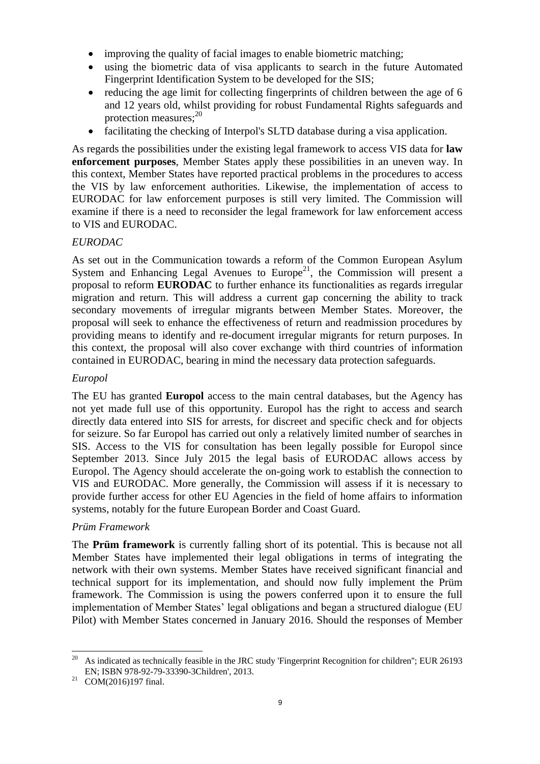- improving the quality of facial images to enable biometric matching;
- using the biometric data of visa applicants to search in the future Automated Fingerprint Identification System to be developed for the SIS;
- reducing the age limit for collecting fingerprints of children between the age of 6 and 12 years old, whilst providing for robust Fundamental Rights safeguards and protection measures;[20]
- facilitating the checking of Interpol's SLTD database during a visa application.

As regards the possibilities under the existing legal framework to access VIS data for **law enforcement purposes**, Member States apply these possibilities in an uneven way. In this context, Member States have reported practical problems in the procedures to access the VIS by law enforcement authorities. Likewise, the implementation of access to EURODAC for law enforcement purposes is still very limited. The Commission will examine if there is a need to reconsider the legal framework for law enforcement access to VIS and EURODAC.

*EURODAC*

As set out in the Communication towards a reform of the Common European Asylum System and Enhancing Legal Avenues to Europe[21], the Commission will present a proposal to reform **EURODAC** to further enhance its functionalities as regards irregular migration and return. This will address a current gap concerning the ability to track secondary movements of irregular migrants between Member States. Moreover, the proposal will seek to enhance the effectiveness of return and readmission procedures by providing means to identify and re-document irregular migrants for return purposes. In this context, the proposal will also cover exchange with third countries of information contained in EURODAC, bearing in mind the necessary data protection safeguards.

*Europol*

The EU has granted **Europol** access to the main central databases, but the Agency has not yet made full use of this opportunity. Europol has the right to access and search directly data entered into SIS for arrests, for discreet and specific check and for objects for seizure. So far Europol has carried out only a relatively limited number of searches in SIS. Access to the VIS for consultation has been legally possible for Europol since September 2013. Since July 2015 the legal basis of EURODAC allows access by Europol. The Agency should accelerate the on-going work to establish the connection to VIS and EURODAC. More generally, the Commission will assess if it is necessary to provide further access for other EU Agencies in the field of home affairs to information systems, notably for the future European Border and Coast Guard.

*Prüm Framework*

The **Prüm framework** is currently falling short of its potential. This is because not all Member States have implemented their legal obligations in terms of integrating the network with their own systems. Member States have received significant financial and technical support for its implementation, and should now fully implement the Prüm framework. The Commission is using the powers conferred upon it to ensure the full implementation of Member States' legal obligations and began a structured dialogue (EU Pilot) with Member States concerned in January 2016. Should the responses of Member

---

[20] As indicated as technically feasible in the JRC study 'Fingerprint Recognition for children''; EUR 26193 EN; ISBN 978-92-79-33390-3Children', 2013.

[21] COM(2016)197 final.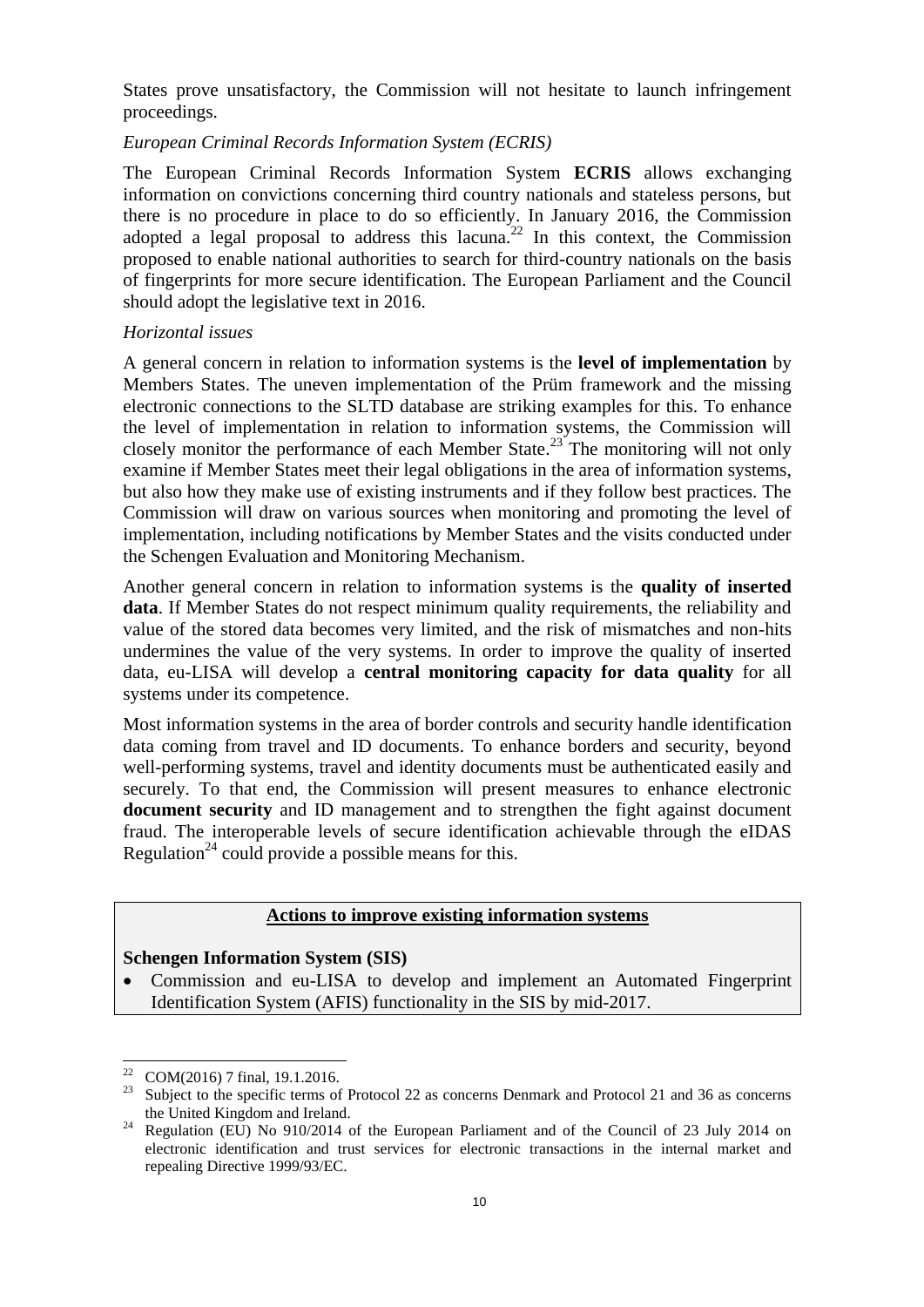States prove unsatisfactory, the Commission will not hesitate to launch infringement proceedings.

*European Criminal Records Information System (ECRIS)*

The European Criminal Records Information System **ECRIS** allows exchanging information on convictions concerning third country nationals and stateless persons, but there is no procedure in place to do so efficiently. In January 2016, the Commission adopted a legal proposal to address this lacuna.[22] In this context, the Commission proposed to enable national authorities to search for third-country nationals on the basis of fingerprints for more secure identification. The European Parliament and the Council should adopt the legislative text in 2016.

*Horizontal issues*

A general concern in relation to information systems is the **level of implementation** by Members States. The uneven implementation of the Prüm framework and the missing electronic connections to the SLTD database are striking examples for this. To enhance the level of implementation in relation to information systems, the Commission will closely monitor the performance of each Member State.[23] The monitoring will not only examine if Member States meet their legal obligations in the area of information systems, but also how they make use of existing instruments and if they follow best practices. The Commission will draw on various sources when monitoring and promoting the level of implementation, including notifications by Member States and the visits conducted under the Schengen Evaluation and Monitoring Mechanism.

Another general concern in relation to information systems is the **quality of inserted data**. If Member States do not respect minimum quality requirements, the reliability and value of the stored data becomes very limited, and the risk of mismatches and non-hits undermines the value of the very systems. In order to improve the quality of inserted data, eu-LISA will develop a **central monitoring capacity for data quality** for all systems under its competence.

Most information systems in the area of border controls and security handle identification data coming from travel and ID documents. To enhance borders and security, beyond well-performing systems, travel and identity documents must be authenticated easily and securely. To that end, the Commission will present measures to enhance electronic **document security** and ID management and to strengthen the fight against document fraud. The interoperable levels of secure identification achievable through the eIDAS Regulation[24] could provide a possible means for this.

**Actions to improve existing information systems**

**Schengen Information System (SIS)**

- Commission and eu-LISA to develop and implement an Automated Fingerprint Identification System (AFIS) functionality in the SIS by mid-2017.

---

[22] COM(2016) 7 final, 19.1.2016.

[23] Subject to the specific terms of Protocol 22 as concerns Denmark and Protocol 21 and 36 as concerns the United Kingdom and Ireland.

[24] Regulation (EU) No 910/2014 of the European Parliament and of the Council of 23 July 2014 on electronic identification and trust services for electronic transactions in the internal market and repealing Directive 1999/93/EC.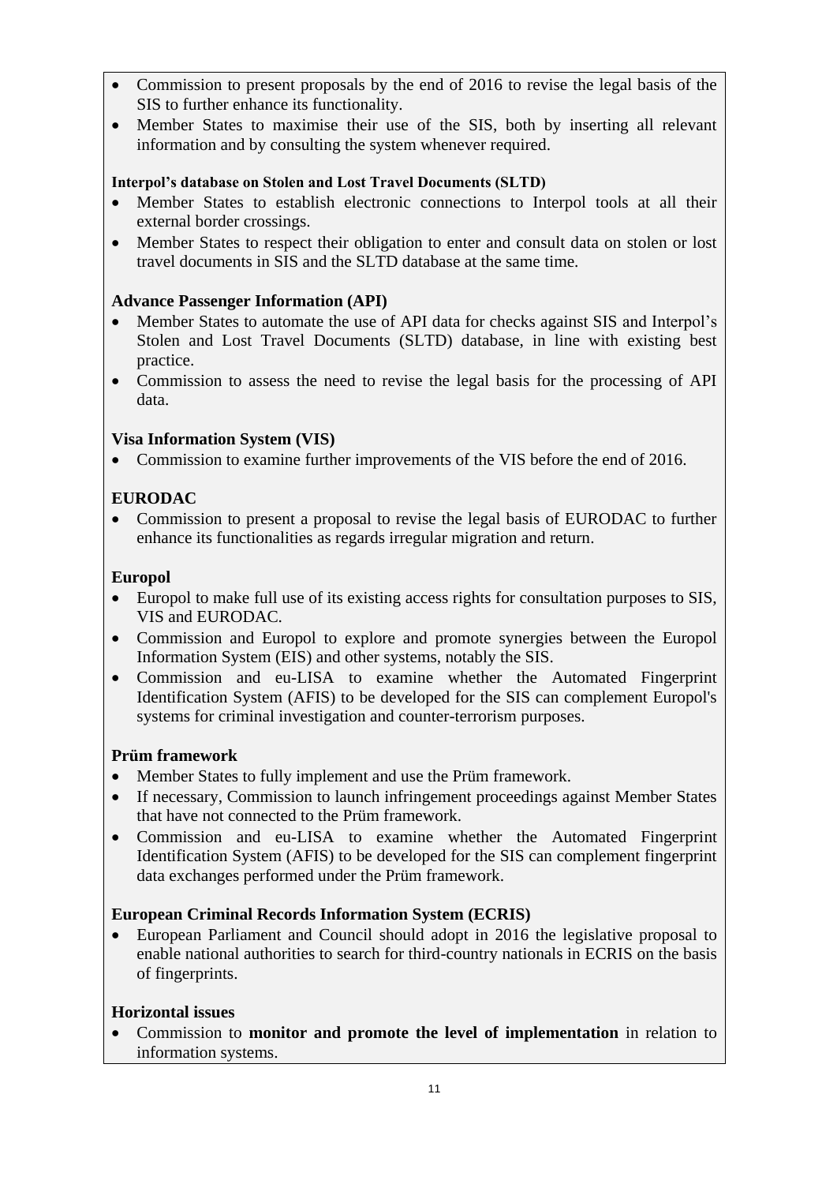- Commission to present proposals by the end of 2016 to revise the legal basis of the SIS to further enhance its functionality.
- Member States to maximise their use of the SIS, both by inserting all relevant information and by consulting the system whenever required.

**Interpol's database on Stolen and Lost Travel Documents (SLTD)**

- Member States to establish electronic connections to Interpol tools at all their external border crossings.
- Member States to respect their obligation to enter and consult data on stolen or lost travel documents in SIS and the SLTD database at the same time.

**Advance Passenger Information (API)**

- Member States to automate the use of API data for checks against SIS and Interpol's Stolen and Lost Travel Documents (SLTD) database, in line with existing best practice.
- Commission to assess the need to revise the legal basis for the processing of API data.

**Visa Information System (VIS)**

- Commission to examine further improvements of the VIS before the end of 2016.

**EURODAC**

- Commission to present a proposal to revise the legal basis of EURODAC to further enhance its functionalities as regards irregular migration and return.

**Europol**

- Europol to make full use of its existing access rights for consultation purposes to SIS, VIS and EURODAC.
- Commission and Europol to explore and promote synergies between the Europol Information System (EIS) and other systems, notably the SIS.
- Commission and eu-LISA to examine whether the Automated Fingerprint Identification System (AFIS) to be developed for the SIS can complement Europol's systems for criminal investigation and counter-terrorism purposes.

**Prüm framework**

- Member States to fully implement and use the Prüm framework.
- If necessary, Commission to launch infringement proceedings against Member States that have not connected to the Prüm framework.
- Commission and eu-LISA to examine whether the Automated Fingerprint Identification System (AFIS) to be developed for the SIS can complement fingerprint data exchanges performed under the Prüm framework.

**European Criminal Records Information System (ECRIS)**

- European Parliament and Council should adopt in 2016 the legislative proposal to enable national authorities to search for third-country nationals in ECRIS on the basis of fingerprints.

**Horizontal issues**

- Commission to **monitor and promote the level of implementation** in relation to information systems.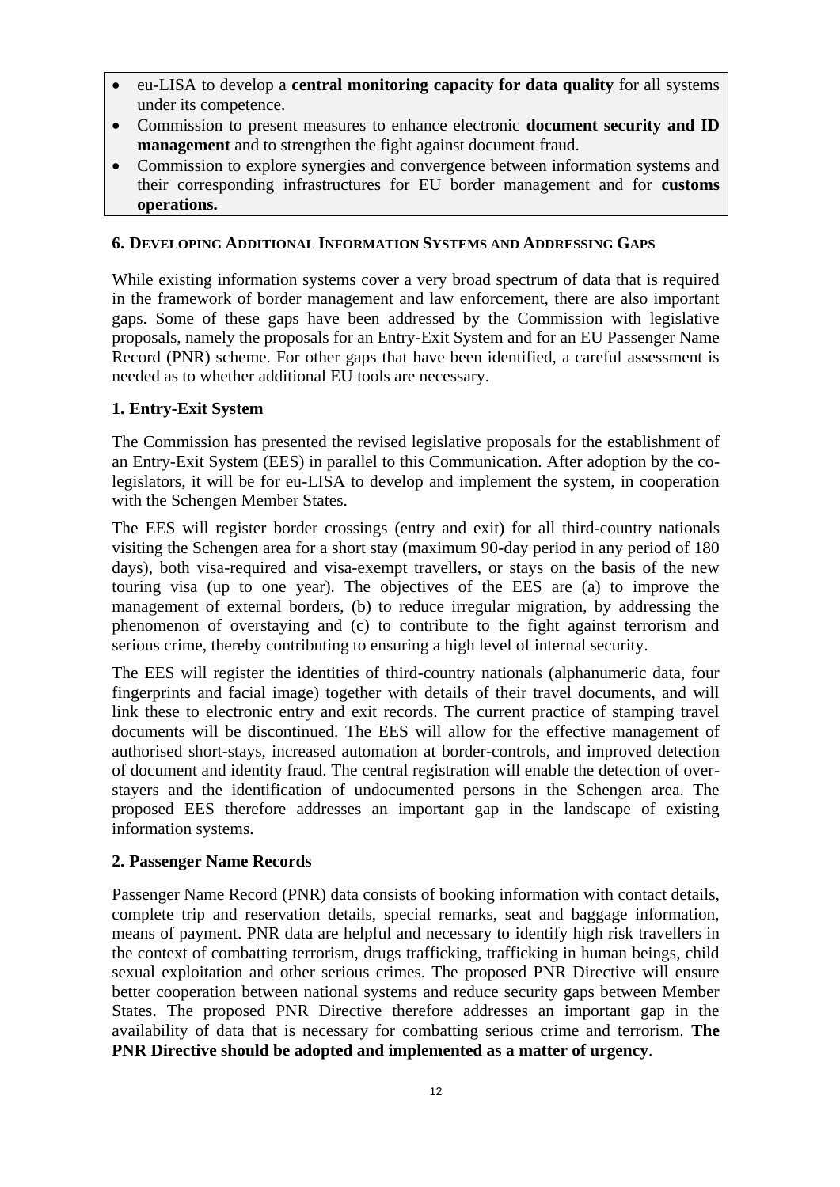- eu-LISA to develop a **central monitoring capacity for data quality** for all systems under its competence.
- Commission to present measures to enhance electronic **document security and ID management** and to strengthen the fight against document fraud.
- Commission to explore synergies and convergence between information systems and their corresponding infrastructures for EU border management and for **customs operations.**

## 6. Developing Additional Information Systems and Addressing Gaps

While existing information systems cover a very broad spectrum of data that is required in the framework of border management and law enforcement, there are also important gaps. Some of these gaps have been addressed by the Commission with legislative proposals, namely the proposals for an Entry-Exit System and for an EU Passenger Name Record (PNR) scheme. For other gaps that have been identified, a careful assessment is needed as to whether additional EU tools are necessary.

### 1. Entry-Exit System

The Commission has presented the revised legislative proposals for the establishment of an Entry-Exit System (EES) in parallel to this Communication. After adoption by the co-legislators, it will be for eu-LISA to develop and implement the system, in cooperation with the Schengen Member States.

The EES will register border crossings (entry and exit) for all third-country nationals visiting the Schengen area for a short stay (maximum 90-day period in any period of 180 days), both visa-required and visa-exempt travellers, or stays on the basis of the new touring visa (up to one year). The objectives of the EES are (a) to improve the management of external borders, (b) to reduce irregular migration, by addressing the phenomenon of overstaying and (c) to contribute to the fight against terrorism and serious crime, thereby contributing to ensuring a high level of internal security.

The EES will register the identities of third-country nationals (alphanumeric data, four fingerprints and facial image) together with details of their travel documents, and will link these to electronic entry and exit records. The current practice of stamping travel documents will be discontinued. The EES will allow for the effective management of authorised short-stays, increased automation at border-controls, and improved detection of document and identity fraud. The central registration will enable the detection of over-stayers and the identification of undocumented persons in the Schengen area. The proposed EES therefore addresses an important gap in the landscape of existing information systems.

### 2. Passenger Name Records

Passenger Name Record (PNR) data consists of booking information with contact details, complete trip and reservation details, special remarks, seat and baggage information, means of payment. PNR data are helpful and necessary to identify high risk travellers in the context of combatting terrorism, drugs trafficking, trafficking in human beings, child sexual exploitation and other serious crimes. The proposed PNR Directive will ensure better cooperation between national systems and reduce security gaps between Member States. The proposed PNR Directive therefore addresses an important gap in the availability of data that is necessary for combatting serious crime and terrorism. **The PNR Directive should be adopted and implemented as a matter of urgency**.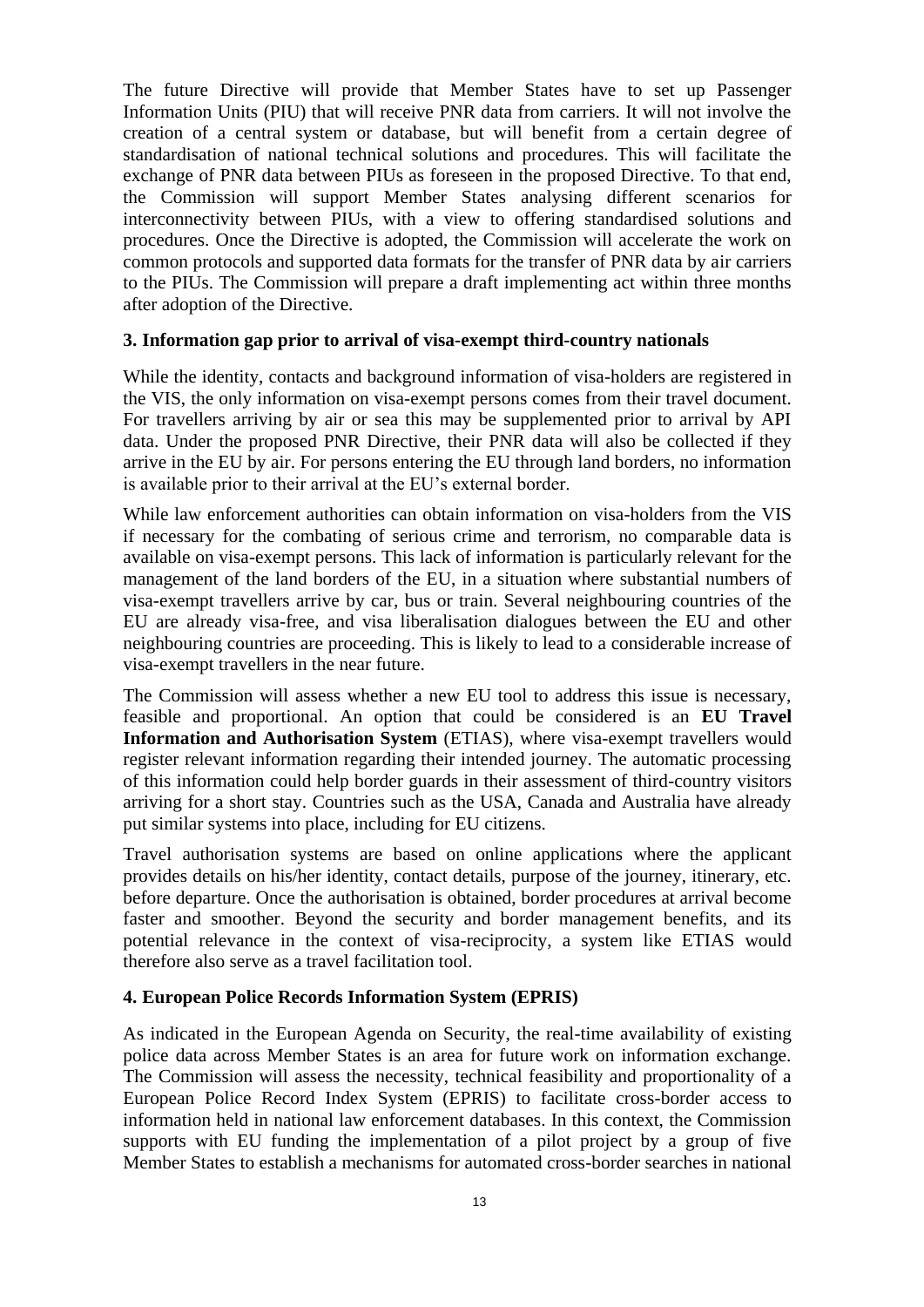The future Directive will provide that Member States have to set up Passenger Information Units (PIU) that will receive PNR data from carriers. It will not involve the creation of a central system or database, but will benefit from a certain degree of standardisation of national technical solutions and procedures. This will facilitate the exchange of PNR data between PIUs as foreseen in the proposed Directive. To that end, the Commission will support Member States analysing different scenarios for interconnectivity between PIUs, with a view to offering standardised solutions and procedures. Once the Directive is adopted, the Commission will accelerate the work on common protocols and supported data formats for the transfer of PNR data by air carriers to the PIUs. The Commission will prepare a draft implementing act within three months after adoption of the Directive.

### 3. Information gap prior to arrival of visa-exempt third-country nationals

While the identity, contacts and background information of visa-holders are registered in the VIS, the only information on visa-exempt persons comes from their travel document. For travellers arriving by air or sea this may be supplemented prior to arrival by API data. Under the proposed PNR Directive, their PNR data will also be collected if they arrive in the EU by air. For persons entering the EU through land borders, no information is available prior to their arrival at the EU's external border.

While law enforcement authorities can obtain information on visa-holders from the VIS if necessary for the combating of serious crime and terrorism, no comparable data is available on visa-exempt persons. This lack of information is particularly relevant for the management of the land borders of the EU, in a situation where substantial numbers of visa-exempt travellers arrive by car, bus or train. Several neighbouring countries of the EU are already visa-free, and visa liberalisation dialogues between the EU and other neighbouring countries are proceeding. This is likely to lead to a considerable increase of visa-exempt travellers in the near future.

The Commission will assess whether a new EU tool to address this issue is necessary, feasible and proportional. An option that could be considered is an **EU Travel Information and Authorisation System** (ETIAS), where visa-exempt travellers would register relevant information regarding their intended journey. The automatic processing of this information could help border guards in their assessment of third-country visitors arriving for a short stay. Countries such as the USA, Canada and Australia have already put similar systems into place, including for EU citizens.

Travel authorisation systems are based on online applications where the applicant provides details on his/her identity, contact details, purpose of the journey, itinerary, etc. before departure. Once the authorisation is obtained, border procedures at arrival become faster and smoother. Beyond the security and border management benefits, and its potential relevance in the context of visa-reciprocity, a system like ETIAS would therefore also serve as a travel facilitation tool.

### 4. European Police Records Information System (EPRIS)

As indicated in the European Agenda on Security, the real-time availability of existing police data across Member States is an area for future work on information exchange. The Commission will assess the necessity, technical feasibility and proportionality of a European Police Record Index System (EPRIS) to facilitate cross-border access to information held in national law enforcement databases. In this context, the Commission supports with EU funding the implementation of a pilot project by a group of five Member States to establish a mechanisms for automated cross-border searches in national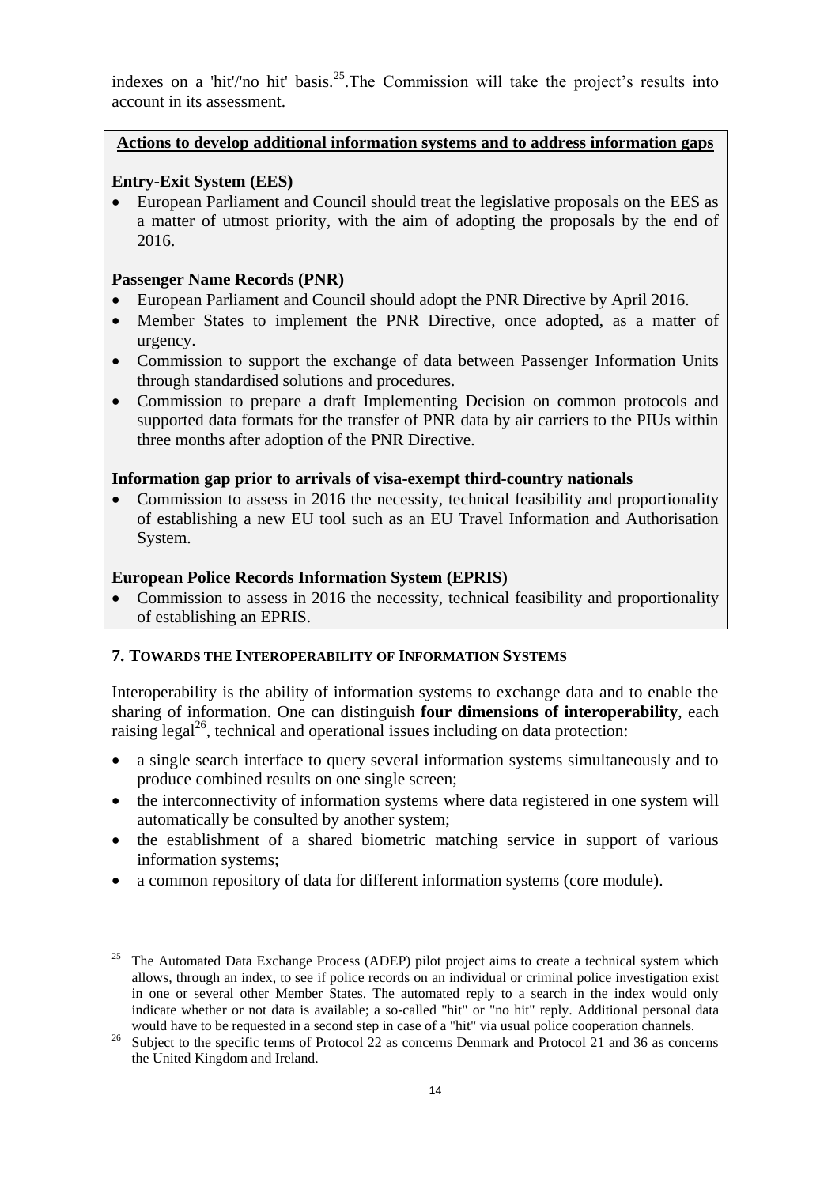indexes on a 'hit'/'no hit' basis.[25].The Commission will take the project's results into account in its assessment.

**Actions to develop additional information systems and to address information gaps**

**Entry-Exit System (EES)**

- European Parliament and Council should treat the legislative proposals on the EES as a matter of utmost priority, with the aim of adopting the proposals by the end of 2016.

**Passenger Name Records (PNR)**

- European Parliament and Council should adopt the PNR Directive by April 2016.
- Member States to implement the PNR Directive, once adopted, as a matter of urgency.
- Commission to support the exchange of data between Passenger Information Units through standardised solutions and procedures.
- Commission to prepare a draft Implementing Decision on common protocols and supported data formats for the transfer of PNR data by air carriers to the PIUs within three months after adoption of the PNR Directive.

**Information gap prior to arrivals of visa-exempt third-country nationals**

- Commission to assess in 2016 the necessity, technical feasibility and proportionality of establishing a new EU tool such as an EU Travel Information and Authorisation System.

**European Police Records Information System (EPRIS)**

- Commission to assess in 2016 the necessity, technical feasibility and proportionality of establishing an EPRIS.

## 7. Towards the Interoperability of Information Systems

Interoperability is the ability of information systems to exchange data and to enable the sharing of information. One can distinguish **four dimensions of interoperability**, each raising legal[26], technical and operational issues including on data protection:

- a single search interface to query several information systems simultaneously and to produce combined results on one single screen;
- the interconnectivity of information systems where data registered in one system will automatically be consulted by another system;
- the establishment of a shared biometric matching service in support of various information systems;
- a common repository of data for different information systems (core module).

---

[25] The Automated Data Exchange Process (ADEP) pilot project aims to create a technical system which allows, through an index, to see if police records on an individual or criminal police investigation exist in one or several other Member States. The automated reply to a search in the index would only indicate whether or not data is available; a so-called "hit" or "no hit" reply. Additional personal data would have to be requested in a second step in case of a "hit" via usual police cooperation channels.

[26] Subject to the specific terms of Protocol 22 as concerns Denmark and Protocol 21 and 36 as concerns the United Kingdom and Ireland.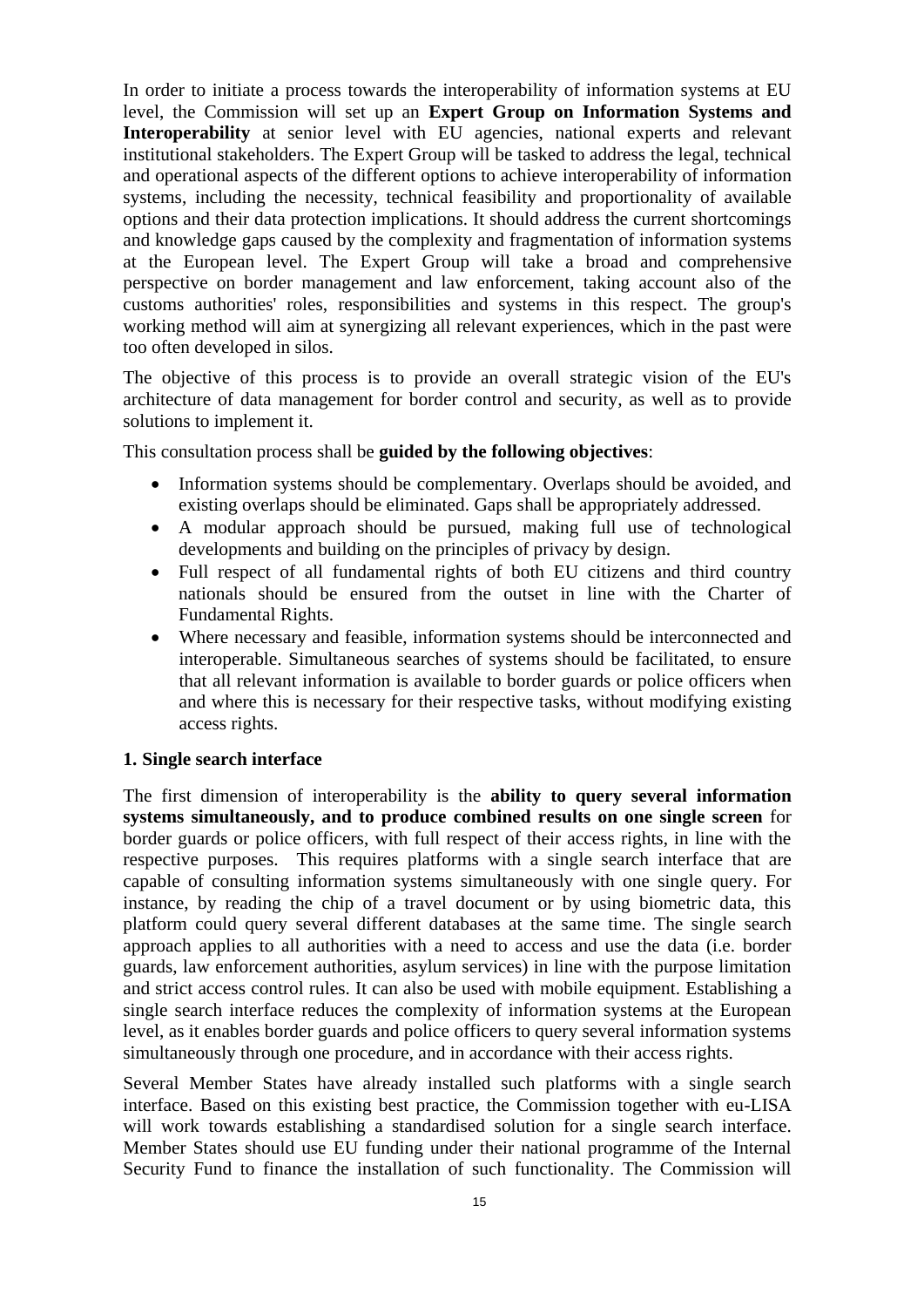In order to initiate a process towards the interoperability of information systems at EU level, the Commission will set up an **Expert Group on Information Systems and Interoperability** at senior level with EU agencies, national experts and relevant institutional stakeholders. The Expert Group will be tasked to address the legal, technical and operational aspects of the different options to achieve interoperability of information systems, including the necessity, technical feasibility and proportionality of available options and their data protection implications. It should address the current shortcomings and knowledge gaps caused by the complexity and fragmentation of information systems at the European level. The Expert Group will take a broad and comprehensive perspective on border management and law enforcement, taking account also of the customs authorities' roles, responsibilities and systems in this respect. The group's working method will aim at synergizing all relevant experiences, which in the past were too often developed in silos.

The objective of this process is to provide an overall strategic vision of the EU's architecture of data management for border control and security, as well as to provide solutions to implement it.

This consultation process shall be **guided by the following objectives**:

- Information systems should be complementary. Overlaps should be avoided, and existing overlaps should be eliminated. Gaps shall be appropriately addressed.
- A modular approach should be pursued, making full use of technological developments and building on the principles of privacy by design.
- Full respect of all fundamental rights of both EU citizens and third country nationals should be ensured from the outset in line with the Charter of Fundamental Rights.
- Where necessary and feasible, information systems should be interconnected and interoperable. Simultaneous searches of systems should be facilitated, to ensure that all relevant information is available to border guards or police officers when and where this is necessary for their respective tasks, without modifying existing access rights.

**1. Single search interface**

The first dimension of interoperability is the **ability to query several information systems simultaneously, and to produce combined results on one single screen** for border guards or police officers, with full respect of their access rights, in line with the respective purposes. This requires platforms with a single search interface that are capable of consulting information systems simultaneously with one single query. For instance, by reading the chip of a travel document or by using biometric data, this platform could query several different databases at the same time. The single search approach applies to all authorities with a need to access and use the data (i.e. border guards, law enforcement authorities, asylum services) in line with the purpose limitation and strict access control rules. It can also be used with mobile equipment. Establishing a single search interface reduces the complexity of information systems at the European level, as it enables border guards and police officers to query several information systems simultaneously through one procedure, and in accordance with their access rights.

Several Member States have already installed such platforms with a single search interface. Based on this existing best practice, the Commission together with eu-LISA will work towards establishing a standardised solution for a single search interface. Member States should use EU funding under their national programme of the Internal Security Fund to finance the installation of such functionality. The Commission will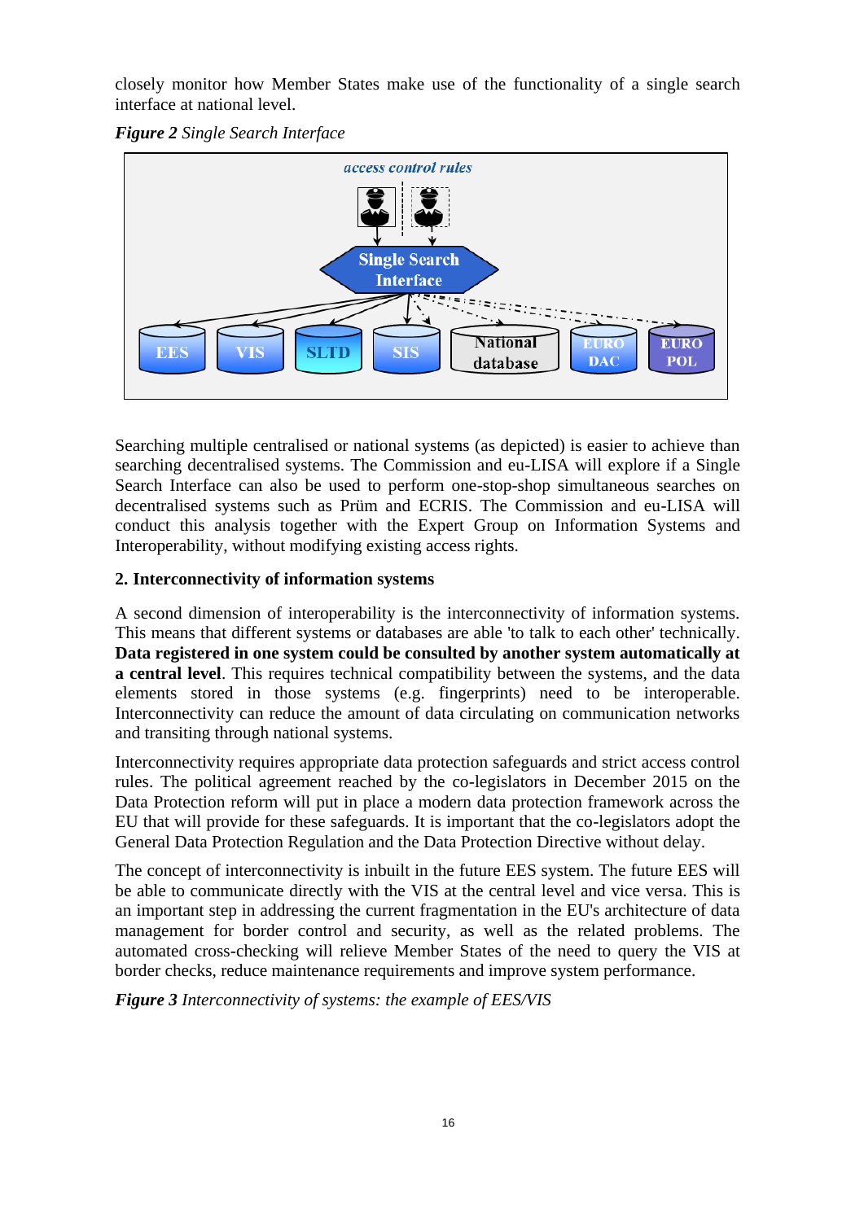closely monitor how Member States make use of the functionality of a single search interface at national level.

***Figure 2*** *Single Search Interface*

Searching multiple centralised or national systems (as depicted) is easier to achieve than searching decentralised systems. The Commission and eu-LISA will explore if a Single Search Interface can also be used to perform one-stop-shop simultaneous searches on decentralised systems such as Prüm and ECRIS. The Commission and eu-LISA will conduct this analysis together with the Expert Group on Information Systems and Interoperability, without modifying existing access rights.

**2. Interconnectivity of information systems**

A second dimension of interoperability is the interconnectivity of information systems. This means that different systems or databases are able 'to talk to each other' technically. **Data registered in one system could be consulted by another system automatically at a central level**. This requires technical compatibility between the systems, and the data elements stored in those systems (e.g. fingerprints) need to be interoperable. Interconnectivity can reduce the amount of data circulating on communication networks and transiting through national systems.

Interconnectivity requires appropriate data protection safeguards and strict access control rules. The political agreement reached by the co-legislators in December 2015 on the Data Protection reform will put in place a modern data protection framework across the EU that will provide for these safeguards. It is important that the co-legislators adopt the General Data Protection Regulation and the Data Protection Directive without delay.

The concept of interconnectivity is inbuilt in the future EES system. The future EES will be able to communicate directly with the VIS at the central level and vice versa. This is an important step in addressing the current fragmentation in the EU's architecture of data management for border control and security, as well as the related problems. The automated cross-checking will relieve Member States of the need to query the VIS at border checks, reduce maintenance requirements and improve system performance.

***Figure 3*** *Interconnectivity of systems: the example of EES/VIS*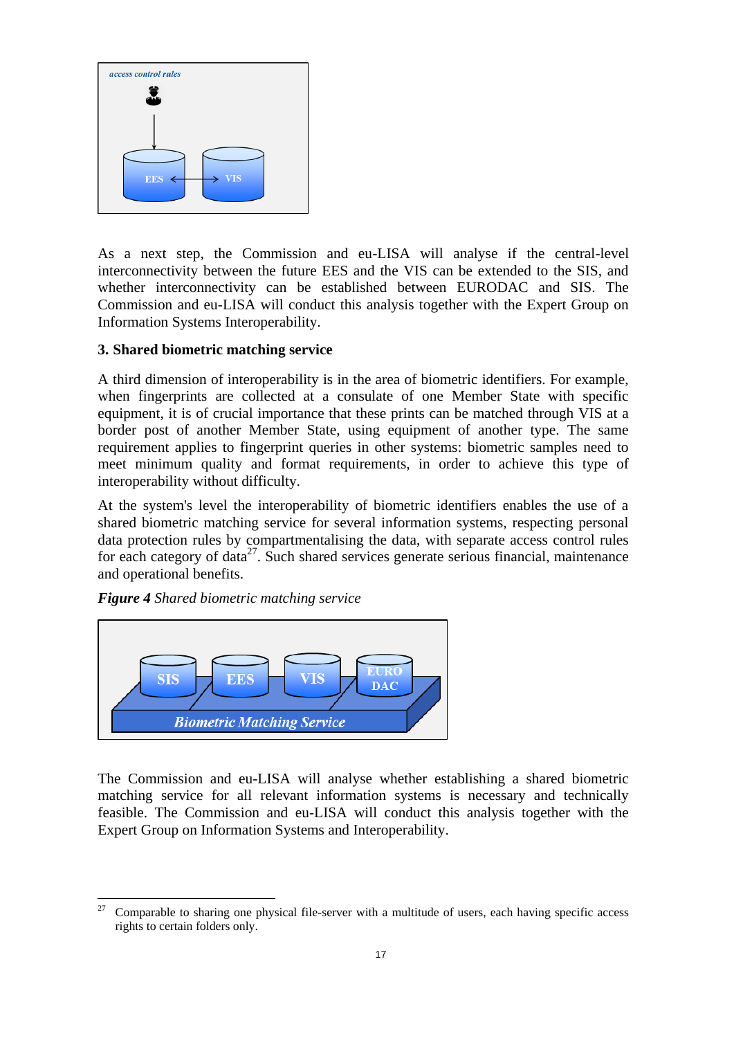As a next step, the Commission and eu-LISA will analyse if the central-level interconnectivity between the future EES and the VIS can be extended to the SIS, and whether interconnectivity can be established between EURODAC and SIS. The Commission and eu-LISA will conduct this analysis together with the Expert Group on Information Systems Interoperability.

### 3. Shared biometric matching service

A third dimension of interoperability is in the area of biometric identifiers. For example, when fingerprints are collected at a consulate of one Member State with specific equipment, it is of crucial importance that these prints can be matched through VIS at a border post of another Member State, using equipment of another type. The same requirement applies to fingerprint queries in other systems: biometric samples need to meet minimum quality and format requirements, in order to achieve this type of interoperability without difficulty.

At the system's level the interoperability of biometric identifiers enables the use of a shared biometric matching service for several information systems, respecting personal data protection rules by compartmentalising the data, with separate access control rules for each category of data[27]. Such shared services generate serious financial, maintenance and operational benefits.

***Figure 4*** *Shared biometric matching service*

The Commission and eu-LISA will analyse whether establishing a shared biometric matching service for all relevant information systems is necessary and technically feasible. The Commission and eu-LISA will conduct this analysis together with the Expert Group on Information Systems and Interoperability.

---

[27] Comparable to sharing one physical file-server with a multitude of users, each having specific access rights to certain folders only.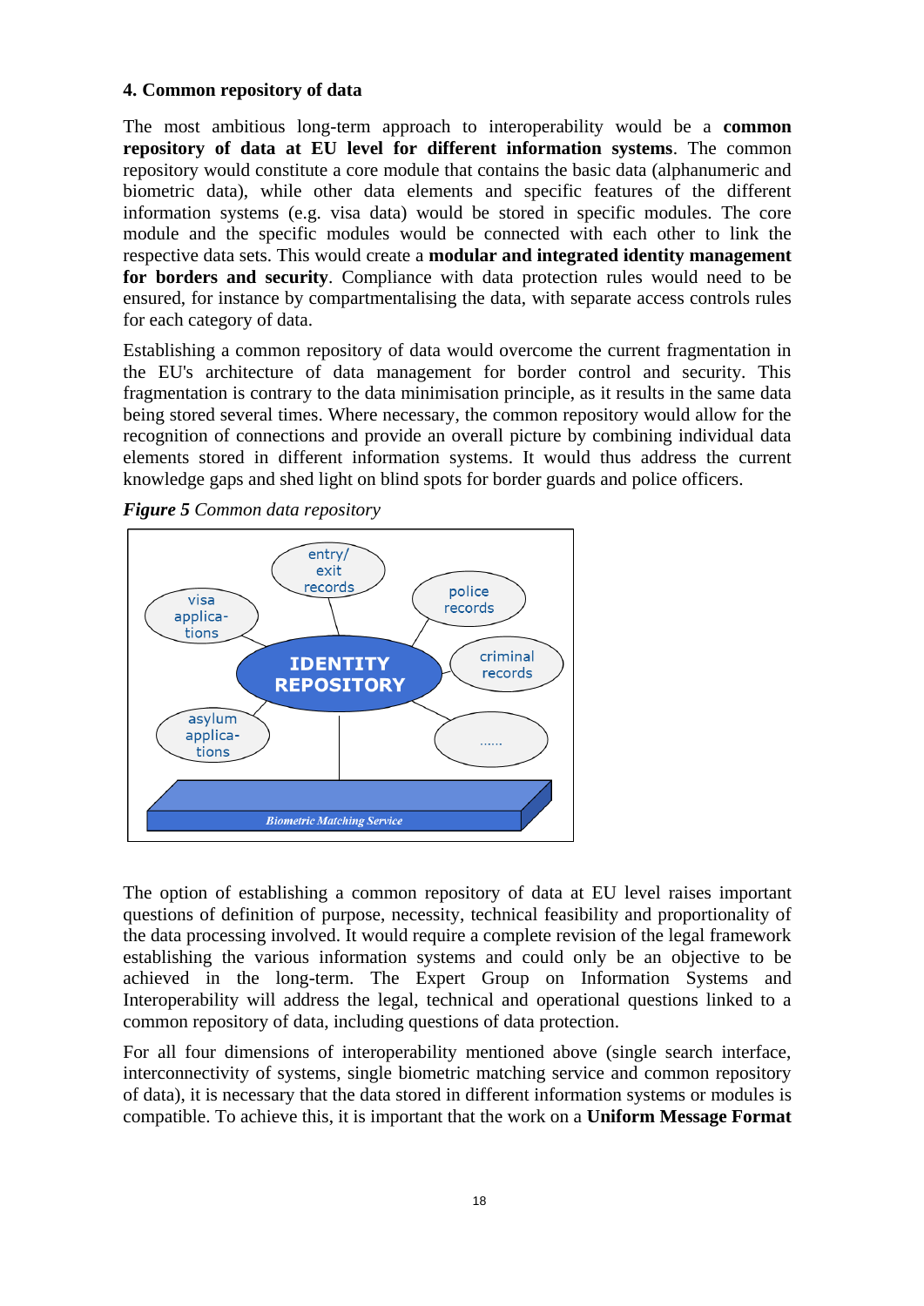**4. Common repository of data**

The most ambitious long-term approach to interoperability would be a **common repository of data at EU level for different information systems**. The common repository would constitute a core module that contains the basic data (alphanumeric and biometric data), while other data elements and specific features of the different information systems (e.g. visa data) would be stored in specific modules. The core module and the specific modules would be connected with each other to link the respective data sets. This would create a **modular and integrated identity management for borders and security**. Compliance with data protection rules would need to be ensured, for instance by compartmentalising the data, with separate access controls rules for each category of data.

Establishing a common repository of data would overcome the current fragmentation in the EU's architecture of data management for border control and security. This fragmentation is contrary to the data minimisation principle, as it results in the same data being stored several times. Where necessary, the common repository would allow for the recognition of connections and provide an overall picture by combining individual data elements stored in different information systems. It would thus address the current knowledge gaps and shed light on blind spots for border guards and police officers.

***Figure 5*** *Common data repository*

The option of establishing a common repository of data at EU level raises important questions of definition of purpose, necessity, technical feasibility and proportionality of the data processing involved. It would require a complete revision of the legal framework establishing the various information systems and could only be an objective to be achieved in the long-term. The Expert Group on Information Systems and Interoperability will address the legal, technical and operational questions linked to a common repository of data, including questions of data protection.

For all four dimensions of interoperability mentioned above (single search interface, interconnectivity of systems, single biometric matching service and common repository of data), it is necessary that the data stored in different information systems or modules is compatible. To achieve this, it is important that the work on a **Uniform Message Format**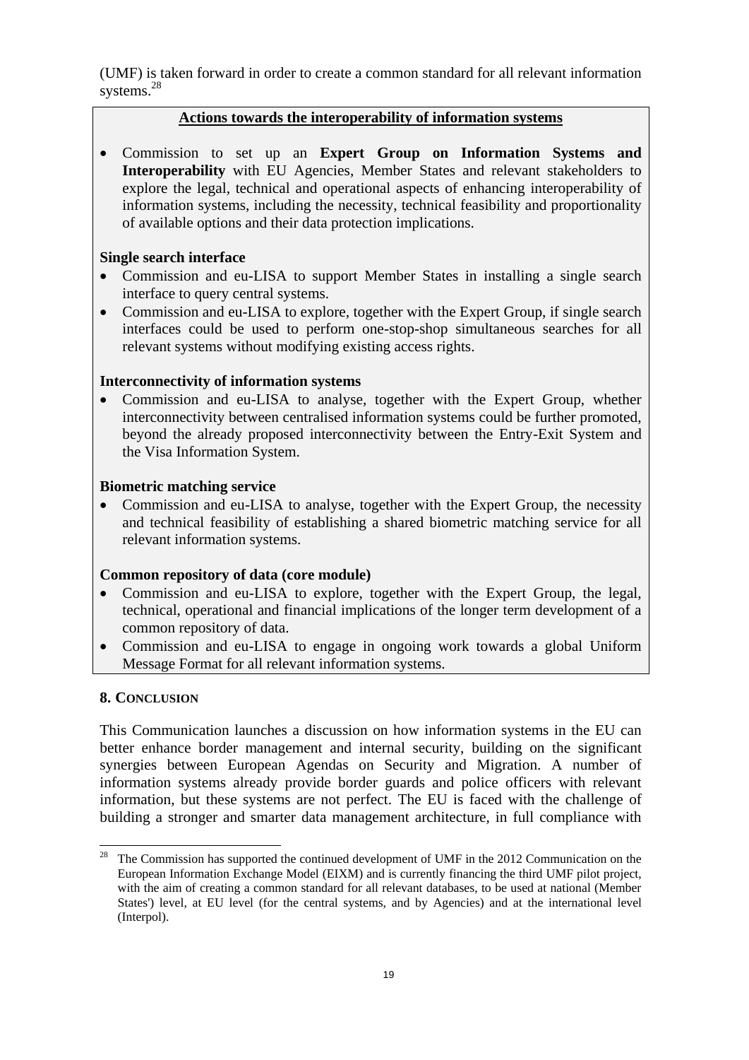(UMF) is taken forward in order to create a common standard for all relevant information systems.[28]

**Actions towards the interoperability of information systems**

- Commission to set up an **Expert Group on Information Systems and Interoperability** with EU Agencies, Member States and relevant stakeholders to explore the legal, technical and operational aspects of enhancing interoperability of information systems, including the necessity, technical feasibility and proportionality of available options and their data protection implications.

**Single search interface**

- Commission and eu-LISA to support Member States in installing a single search interface to query central systems.
- Commission and eu-LISA to explore, together with the Expert Group, if single search interfaces could be used to perform one-stop-shop simultaneous searches for all relevant systems without modifying existing access rights.

**Interconnectivity of information systems**

- Commission and eu-LISA to analyse, together with the Expert Group, whether interconnectivity between centralised information systems could be further promoted, beyond the already proposed interconnectivity between the Entry-Exit System and the Visa Information System.

**Biometric matching service**

- Commission and eu-LISA to analyse, together with the Expert Group, the necessity and technical feasibility of establishing a shared biometric matching service for all relevant information systems.

**Common repository of data (core module)**

- Commission and eu-LISA to explore, together with the Expert Group, the legal, technical, operational and financial implications of the longer term development of a common repository of data.
- Commission and eu-LISA to engage in ongoing work towards a global Uniform Message Format for all relevant information systems.

## 8. Conclusion

This Communication launches a discussion on how information systems in the EU can better enhance border management and internal security, building on the significant synergies between European Agendas on Security and Migration. A number of information systems already provide border guards and police officers with relevant information, but these systems are not perfect. The EU is faced with the challenge of building a stronger and smarter data management architecture, in full compliance with

[28] The Commission has supported the continued development of UMF in the 2012 Communication on the European Information Exchange Model (EIXM) and is currently financing the third UMF pilot project, with the aim of creating a common standard for all relevant databases, to be used at national (Member States') level, at EU level (for the central systems, and by Agencies) and at the international level (Interpol).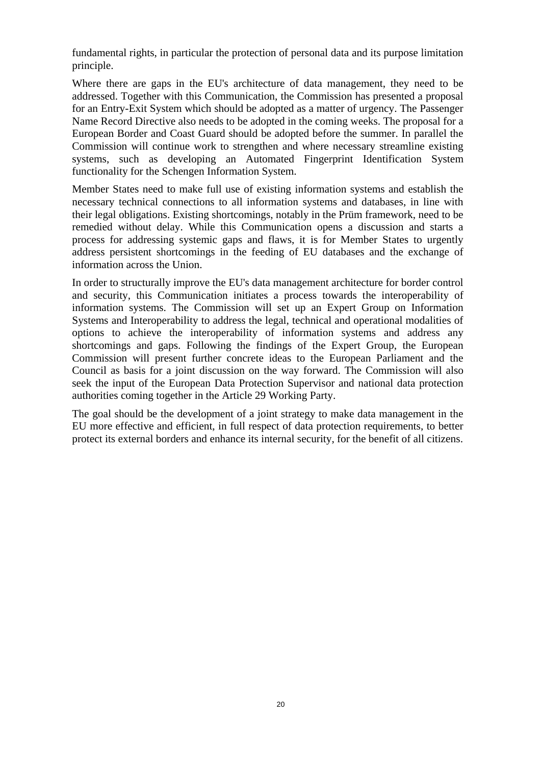fundamental rights, in particular the protection of personal data and its purpose limitation principle.

Where there are gaps in the EU's architecture of data management, they need to be addressed. Together with this Communication, the Commission has presented a proposal for an Entry-Exit System which should be adopted as a matter of urgency. The Passenger Name Record Directive also needs to be adopted in the coming weeks. The proposal for a European Border and Coast Guard should be adopted before the summer. In parallel the Commission will continue work to strengthen and where necessary streamline existing systems, such as developing an Automated Fingerprint Identification System functionality for the Schengen Information System.

Member States need to make full use of existing information systems and establish the necessary technical connections to all information systems and databases, in line with their legal obligations. Existing shortcomings, notably in the Prüm framework, need to be remedied without delay. While this Communication opens a discussion and starts a process for addressing systemic gaps and flaws, it is for Member States to urgently address persistent shortcomings in the feeding of EU databases and the exchange of information across the Union.

In order to structurally improve the EU's data management architecture for border control and security, this Communication initiates a process towards the interoperability of information systems. The Commission will set up an Expert Group on Information Systems and Interoperability to address the legal, technical and operational modalities of options to achieve the interoperability of information systems and address any shortcomings and gaps. Following the findings of the Expert Group, the European Commission will present further concrete ideas to the European Parliament and the Council as basis for a joint discussion on the way forward. The Commission will also seek the input of the European Data Protection Supervisor and national data protection authorities coming together in the Article 29 Working Party.

The goal should be the development of a joint strategy to make data management in the EU more effective and efficient, in full respect of data protection requirements, to better protect its external borders and enhance its internal security, for the benefit of all citizens.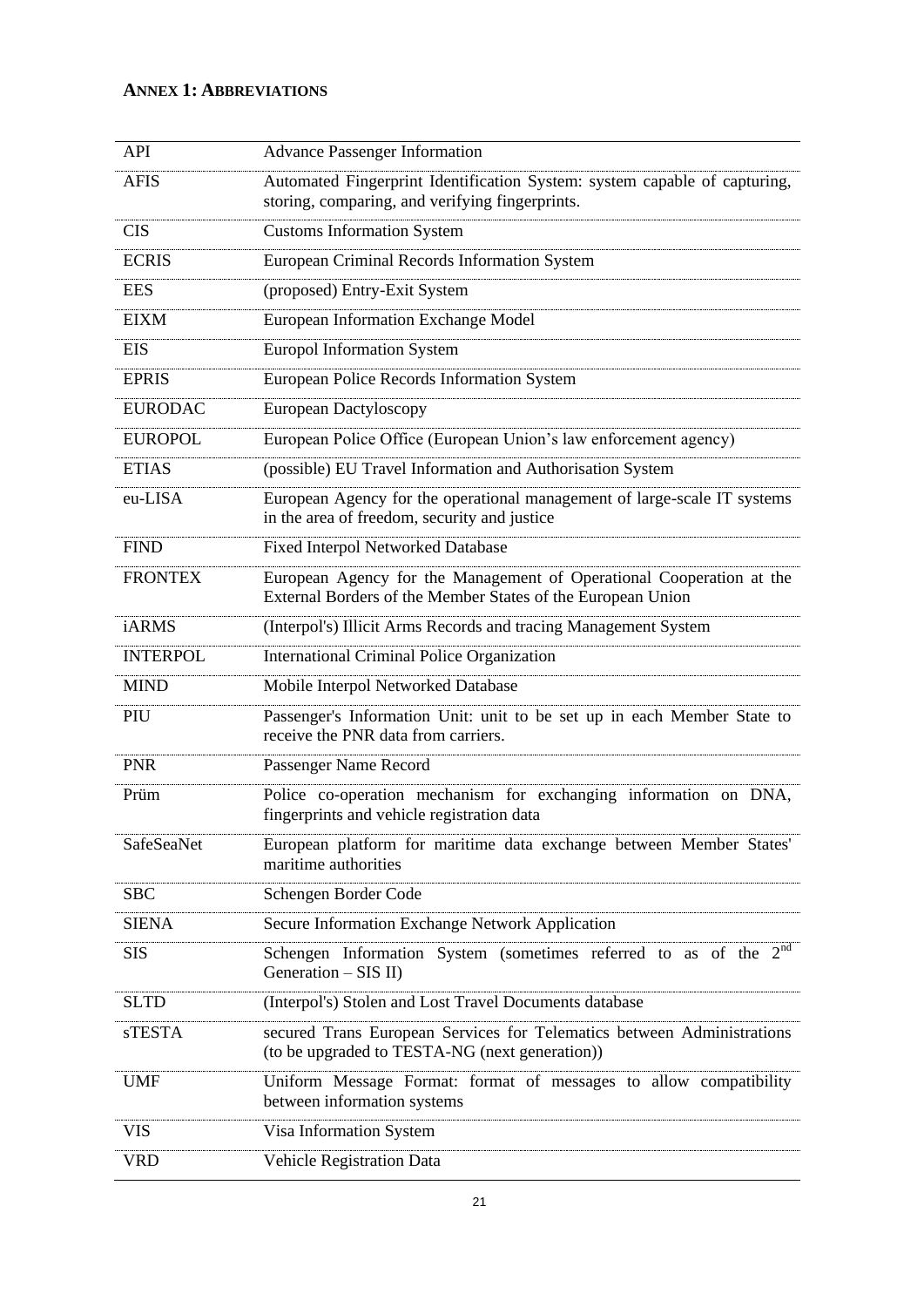## ANNEX 1: ABBREVIATIONS

| | |
|---|---|
| API | Advance Passenger Information |
| AFIS | Automated Fingerprint Identification System: system capable of capturing, storing, comparing, and verifying fingerprints. |
| CIS | Customs Information System |
| ECRIS | European Criminal Records Information System |
| EES | (proposed) Entry-Exit System |
| EIXM | European Information Exchange Model |
| EIS | Europol Information System |
| EPRIS | European Police Records Information System |
| EURODAC | European Dactyloscopy |
| EUROPOL | European Police Office (European Union's law enforcement agency) |
| ETIAS | (possible) EU Travel Information and Authorisation System |
| eu-LISA | European Agency for the operational management of large-scale IT systems in the area of freedom, security and justice |
| FIND | Fixed Interpol Networked Database |
| FRONTEX | European Agency for the Management of Operational Cooperation at the External Borders of the Member States of the European Union |
| iARMS | (Interpol's) Illicit Arms Records and tracing Management System |
| INTERPOL | International Criminal Police Organization |
| MIND | Mobile Interpol Networked Database |
| PIU | Passenger's Information Unit: unit to be set up in each Member State to receive the PNR data from carriers. |
| PNR | Passenger Name Record |
| Prüm | Police co-operation mechanism for exchanging information on DNA, fingerprints and vehicle registration data |
| SafeSeaNet | European platform for maritime data exchange between Member States' maritime authorities |
| SBC | Schengen Border Code |
| SIENA | Secure Information Exchange Network Application |
| SIS | Schengen Information System (sometimes referred to as of the 2nd Generation – SIS II) |
| SLTD | (Interpol's) Stolen and Lost Travel Documents database |
| sTESTA | secured Trans European Services for Telematics between Administrations (to be upgraded to TESTA-NG (next generation)) |
| UMF | Uniform Message Format: format of messages to allow compatibility between information systems |
| VIS | Visa Information System |
| VRD | Vehicle Registration Data |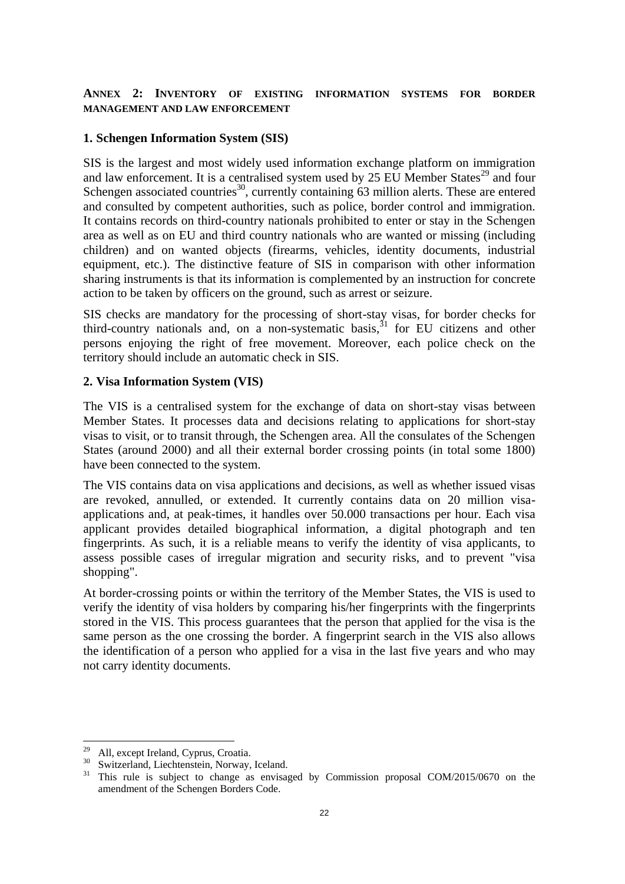## ANNEX 2: INVENTORY OF EXISTING INFORMATION SYSTEMS FOR BORDER MANAGEMENT AND LAW ENFORCEMENT

### 1. Schengen Information System (SIS)

SIS is the largest and most widely used information exchange platform on immigration and law enforcement. It is a centralised system used by 25 EU Member States[29] and four Schengen associated countries[30], currently containing 63 million alerts. These are entered and consulted by competent authorities, such as police, border control and immigration. It contains records on third-country nationals prohibited to enter or stay in the Schengen area as well as on EU and third country nationals who are wanted or missing (including children) and on wanted objects (firearms, vehicles, identity documents, industrial equipment, etc.). The distinctive feature of SIS in comparison with other information sharing instruments is that its information is complemented by an instruction for concrete action to be taken by officers on the ground, such as arrest or seizure.

SIS checks are mandatory for the processing of short-stay visas, for border checks for third-country nationals and, on a non-systematic basis,[31] for EU citizens and other persons enjoying the right of free movement. Moreover, each police check on the territory should include an automatic check in SIS.

### 2. Visa Information System (VIS)

The VIS is a centralised system for the exchange of data on short-stay visas between Member States. It processes data and decisions relating to applications for short-stay visas to visit, or to transit through, the Schengen area. All the consulates of the Schengen States (around 2000) and all their external border crossing points (in total some 1800) have been connected to the system.

The VIS contains data on visa applications and decisions, as well as whether issued visas are revoked, annulled, or extended. It currently contains data on 20 million visa-applications and, at peak-times, it handles over 50.000 transactions per hour. Each visa applicant provides detailed biographical information, a digital photograph and ten fingerprints. As such, it is a reliable means to verify the identity of visa applicants, to assess possible cases of irregular migration and security risks, and to prevent "visa shopping".

At border-crossing points or within the territory of the Member States, the VIS is used to verify the identity of visa holders by comparing his/her fingerprints with the fingerprints stored in the VIS. This process guarantees that the person that applied for the visa is the same person as the one crossing the border. A fingerprint search in the VIS also allows the identification of a person who applied for a visa in the last five years and who may not carry identity documents.

---

[29] All, except Ireland, Cyprus, Croatia.

[30] Switzerland, Liechtenstein, Norway, Iceland.

[31] This rule is subject to change as envisaged by Commission proposal COM/2015/0670 on the amendment of the Schengen Borders Code.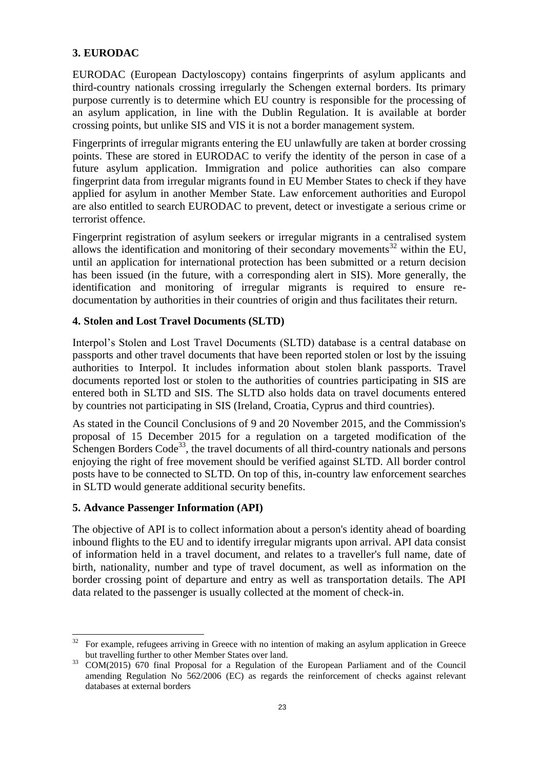### 3. EURODAC

EURODAC (European Dactyloscopy) contains fingerprints of asylum applicants and third-country nationals crossing irregularly the Schengen external borders. Its primary purpose currently is to determine which EU country is responsible for the processing of an asylum application, in line with the Dublin Regulation. It is available at border crossing points, but unlike SIS and VIS it is not a border management system.

Fingerprints of irregular migrants entering the EU unlawfully are taken at border crossing points. These are stored in EURODAC to verify the identity of the person in case of a future asylum application. Immigration and police authorities can also compare fingerprint data from irregular migrants found in EU Member States to check if they have applied for asylum in another Member State. Law enforcement authorities and Europol are also entitled to search EURODAC to prevent, detect or investigate a serious crime or terrorist offence.

Fingerprint registration of asylum seekers or irregular migrants in a centralised system allows the identification and monitoring of their secondary movements[32] within the EU, until an application for international protection has been submitted or a return decision has been issued (in the future, with a corresponding alert in SIS). More generally, the identification and monitoring of irregular migrants is required to ensure re-documentation by authorities in their countries of origin and thus facilitates their return.

### 4. Stolen and Lost Travel Documents (SLTD)

Interpol's Stolen and Lost Travel Documents (SLTD) database is a central database on passports and other travel documents that have been reported stolen or lost by the issuing authorities to Interpol. It includes information about stolen blank passports. Travel documents reported lost or stolen to the authorities of countries participating in SIS are entered both in SLTD and SIS. The SLTD also holds data on travel documents entered by countries not participating in SIS (Ireland, Croatia, Cyprus and third countries).

As stated in the Council Conclusions of 9 and 20 November 2015, and the Commission's proposal of 15 December 2015 for a regulation on a targeted modification of the Schengen Borders Code[33], the travel documents of all third-country nationals and persons enjoying the right of free movement should be verified against SLTD. All border control posts have to be connected to SLTD. On top of this, in-country law enforcement searches in SLTD would generate additional security benefits.

### 5. Advance Passenger Information (API)

The objective of API is to collect information about a person's identity ahead of boarding inbound flights to the EU and to identify irregular migrants upon arrival. API data consist of information held in a travel document, and relates to a traveller's full name, date of birth, nationality, number and type of travel document, as well as information on the border crossing point of departure and entry as well as transportation details. The API data related to the passenger is usually collected at the moment of check-in.

---

[32] For example, refugees arriving in Greece with no intention of making an asylum application in Greece but travelling further to other Member States over land.

[33] COM(2015) 670 final Proposal for a Regulation of the European Parliament and of the Council amending Regulation No 562/2006 (EC) as regards the reinforcement of checks against relevant databases at external borders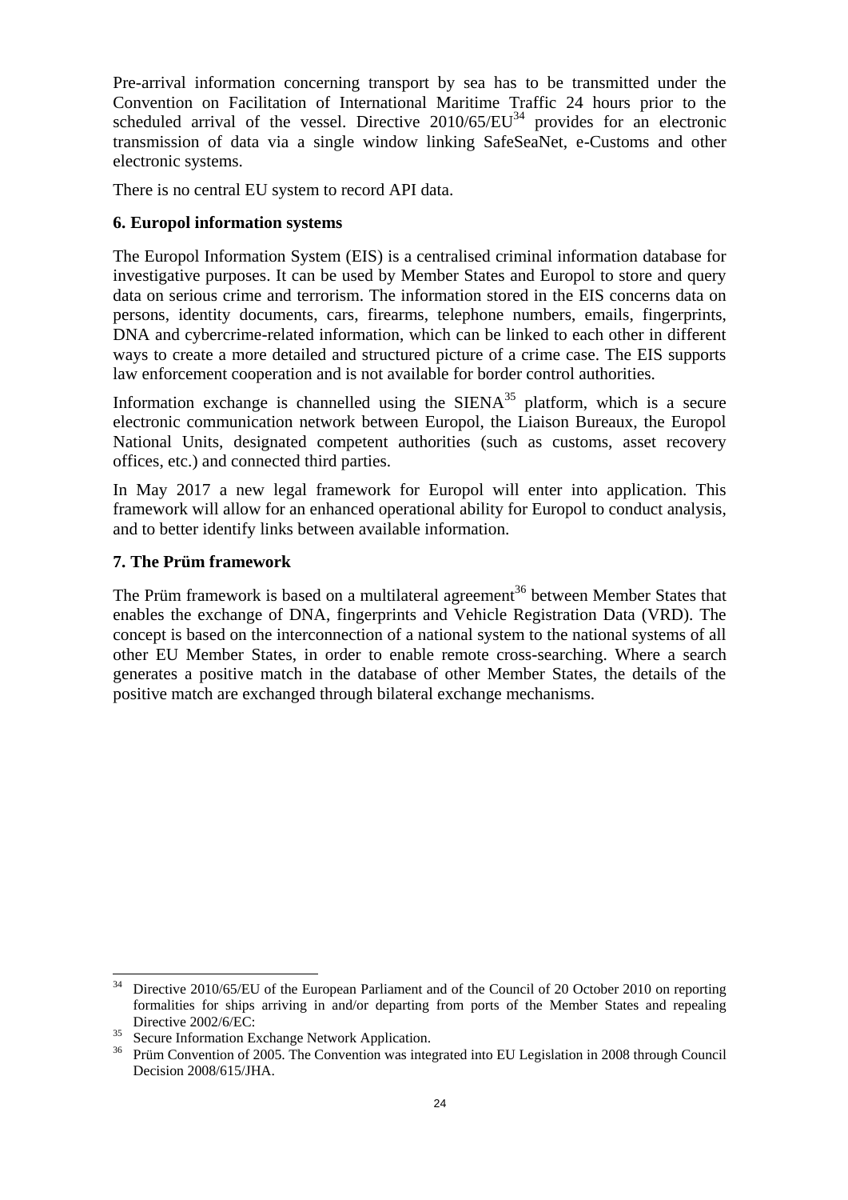Pre-arrival information concerning transport by sea has to be transmitted under the Convention on Facilitation of International Maritime Traffic 24 hours prior to the scheduled arrival of the vessel. Directive 2010/65/EU[34] provides for an electronic transmission of data via a single window linking SafeSeaNet, e-Customs and other electronic systems.

There is no central EU system to record API data.

**6. Europol information systems**

The Europol Information System (EIS) is a centralised criminal information database for investigative purposes. It can be used by Member States and Europol to store and query data on serious crime and terrorism. The information stored in the EIS concerns data on persons, identity documents, cars, firearms, telephone numbers, emails, fingerprints, DNA and cybercrime-related information, which can be linked to each other in different ways to create a more detailed and structured picture of a crime case. The EIS supports law enforcement cooperation and is not available for border control authorities.

Information exchange is channelled using the SIENA[35] platform, which is a secure electronic communication network between Europol, the Liaison Bureaux, the Europol National Units, designated competent authorities (such as customs, asset recovery offices, etc.) and connected third parties.

In May 2017 a new legal framework for Europol will enter into application. This framework will allow for an enhanced operational ability for Europol to conduct analysis, and to better identify links between available information.

**7. The Prüm framework**

The Prüm framework is based on a multilateral agreement[36] between Member States that enables the exchange of DNA, fingerprints and Vehicle Registration Data (VRD). The concept is based on the interconnection of a national system to the national systems of all other EU Member States, in order to enable remote cross-searching. Where a search generates a positive match in the database of other Member States, the details of the positive match are exchanged through bilateral exchange mechanisms.

---

[34] Directive 2010/65/EU of the European Parliament and of the Council of 20 October 2010 on reporting formalities for ships arriving in and/or departing from ports of the Member States and repealing Directive 2002/6/EC:

[35] Secure Information Exchange Network Application.

[36] Prüm Convention of 2005. The Convention was integrated into EU Legislation in 2008 through Council Decision 2008/615/JHA.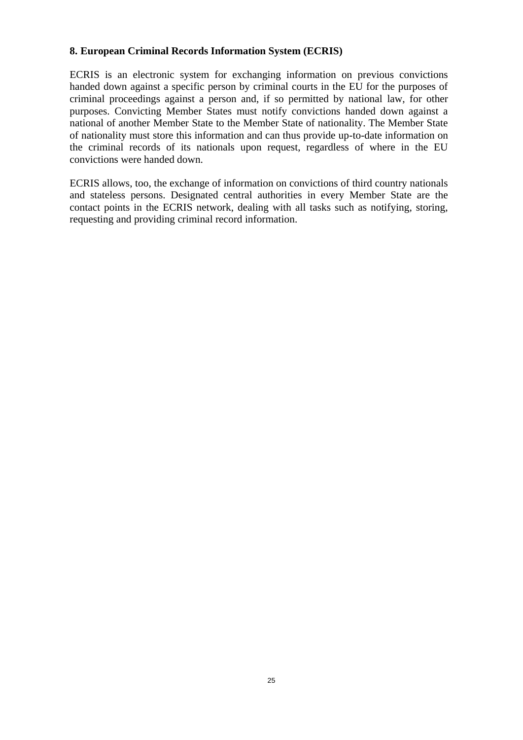## 8. European Criminal Records Information System (ECRIS)

ECRIS is an electronic system for exchanging information on previous convictions handed down against a specific person by criminal courts in the EU for the purposes of criminal proceedings against a person and, if so permitted by national law, for other purposes. Convicting Member States must notify convictions handed down against a national of another Member State to the Member State of nationality. The Member State of nationality must store this information and can thus provide up-to-date information on the criminal records of its nationals upon request, regardless of where in the EU convictions were handed down.

ECRIS allows, too, the exchange of information on convictions of third country nationals and stateless persons. Designated central authorities in every Member State are the contact points in the ECRIS network, dealing with all tasks such as notifying, storing, requesting and providing criminal record information.